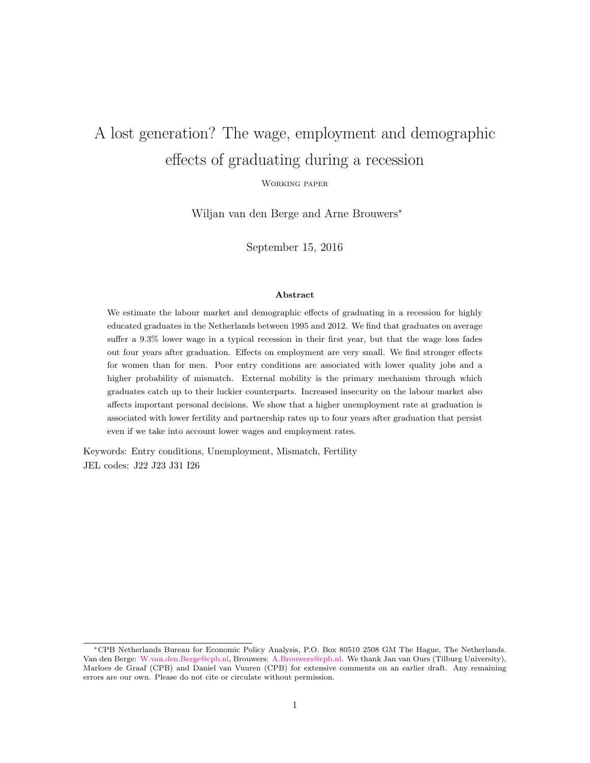# A lost generation? The wage, employment and demographic effects of graduating during a recession

Working paper

Wiljan van den Berge and Arne Brouwers*

September 15, 2016

### Abstract

We estimate the labour market and demographic effects of graduating in a recession for highly educated graduates in the Netherlands between 1995 and 2012. We find that graduates on average suffer a 9.3% lower wage in a typical recession in their first year, but that the wage loss fades out four years after graduation. Effects on employment are very small. We find stronger effects for women than for men. Poor entry conditions are associated with lower quality jobs and a higher probability of mismatch. External mobility is the primary mechanism through which graduates catch up to their luckier counterparts. Increased insecurity on the labour market also affects important personal decisions. We show that a higher unemployment rate at graduation is associated with lower fertility and partnership rates up to four years after graduation that persist even if we take into account lower wages and employment rates.

Keywords: Entry conditions, Unemployment, Mismatch, Fertility
JEL codes: J22 J23 J31 I26

---

*CPB Netherlands Bureau for Economic Policy Analysis, P.O. Box 80510 2508 GM The Hague, The Netherlands. Van den Berge: W.van.den.Berge@cpb.nl, Brouwers: A.Brouwers@cpb.nl. We thank Jan van Ours (Tilburg University), Marloes de Graaf (CPB) and Daniel van Vuuren (CPB) for extensive comments on an earlier draft. Any remaining errors are our own. Please do not cite or circulate without permission.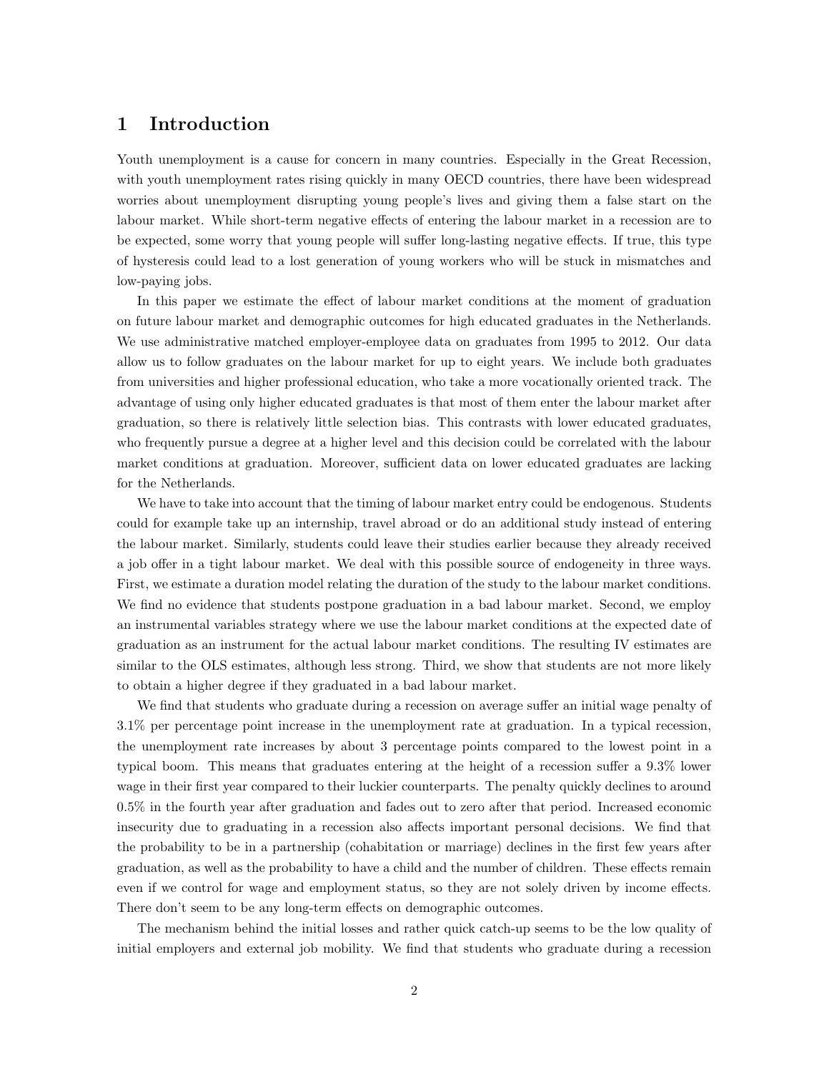# 1 Introduction

Youth unemployment is a cause for concern in many countries. Especially in the Great Recession, with youth unemployment rates rising quickly in many OECD countries, there have been widespread worries about unemployment disrupting young people's lives and giving them a false start on the labour market. While short-term negative effects of entering the labour market in a recession are to be expected, some worry that young people will suffer long-lasting negative effects. If true, this type of hysteresis could lead to a lost generation of young workers who will be stuck in mismatches and low-paying jobs.

In this paper we estimate the effect of labour market conditions at the moment of graduation on future labour market and demographic outcomes for high educated graduates in the Netherlands. We use administrative matched employer-employee data on graduates from 1995 to 2012. Our data allow us to follow graduates on the labour market for up to eight years. We include both graduates from universities and higher professional education, who take a more vocationally oriented track. The advantage of using only higher educated graduates is that most of them enter the labour market after graduation, so there is relatively little selection bias. This contrasts with lower educated graduates, who frequently pursue a degree at a higher level and this decision could be correlated with the labour market conditions at graduation. Moreover, sufficient data on lower educated graduates are lacking for the Netherlands.

We have to take into account that the timing of labour market entry could be endogenous. Students could for example take up an internship, travel abroad or do an additional study instead of entering the labour market. Similarly, students could leave their studies earlier because they already received a job offer in a tight labour market. We deal with this possible source of endogeneity in three ways. First, we estimate a duration model relating the duration of the study to the labour market conditions. We find no evidence that students postpone graduation in a bad labour market. Second, we employ an instrumental variables strategy where we use the labour market conditions at the expected date of graduation as an instrument for the actual labour market conditions. The resulting IV estimates are similar to the OLS estimates, although less strong. Third, we show that students are not more likely to obtain a higher degree if they graduated in a bad labour market.

We find that students who graduate during a recession on average suffer an initial wage penalty of 3.1% per percentage point increase in the unemployment rate at graduation. In a typical recession, the unemployment rate increases by about 3 percentage points compared to the lowest point in a typical boom. This means that graduates entering at the height of a recession suffer a 9.3% lower wage in their first year compared to their luckier counterparts. The penalty quickly declines to around 0.5% in the fourth year after graduation and fades out to zero after that period. Increased economic insecurity due to graduating in a recession also affects important personal decisions. We find that the probability to be in a partnership (cohabitation or marriage) declines in the first few years after graduation, as well as the probability to have a child and the number of children. These effects remain even if we control for wage and employment status, so they are not solely driven by income effects. There don't seem to be any long-term effects on demographic outcomes.

The mechanism behind the initial losses and rather quick catch-up seems to be the low quality of initial employers and external job mobility. We find that students who graduate during a recession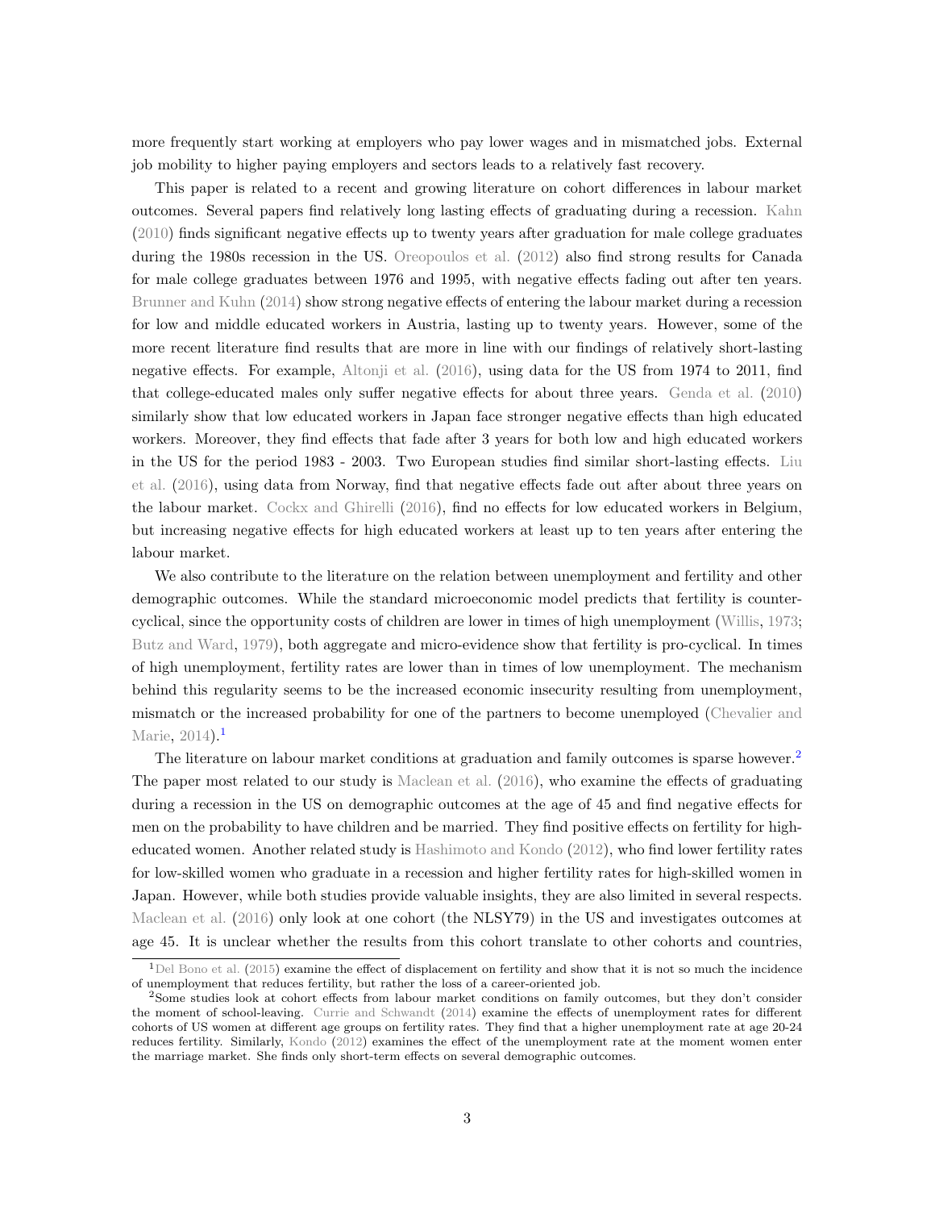more frequently start working at employers who pay lower wages and in mismatched jobs. External job mobility to higher paying employers and sectors leads to a relatively fast recovery.

This paper is related to a recent and growing literature on cohort differences in labour market outcomes. Several papers find relatively long lasting effects of graduating during a recession. Kahn (2010) finds significant negative effects up to twenty years after graduation for male college graduates during the 1980s recession in the US. Oreopoulos et al. (2012) also find strong results for Canada for male college graduates between 1976 and 1995, with negative effects fading out after ten years. Brunner and Kuhn (2014) show strong negative effects of entering the labour market during a recession for low and middle educated workers in Austria, lasting up to twenty years. However, some of the more recent literature find results that are more in line with our findings of relatively short-lasting negative effects. For example, Altonji et al. (2016), using data for the US from 1974 to 2011, find that college-educated males only suffer negative effects for about three years. Genda et al. (2010) similarly show that low educated workers in Japan face stronger negative effects than high educated workers. Moreover, they find effects that fade after 3 years for both low and high educated workers in the US for the period 1983 - 2003. Two European studies find similar short-lasting effects. Liu et al. (2016), using data from Norway, find that negative effects fade out after about three years on the labour market. Cockx and Ghirelli (2016), find no effects for low educated workers in Belgium, but increasing negative effects for high educated workers at least up to ten years after entering the labour market.

We also contribute to the literature on the relation between unemployment and fertility and other demographic outcomes. While the standard microeconomic model predicts that fertility is countercyclical, since the opportunity costs of children are lower in times of high unemployment (Willis, 1973; Butz and Ward, 1979), both aggregate and micro-evidence show that fertility is pro-cyclical. In times of high unemployment, fertility rates are lower than in times of low unemployment. The mechanism behind this regularity seems to be the increased economic insecurity resulting from unemployment, mismatch or the increased probability for one of the partners to become unemployed (Chevalier and Marie, 2014).[1]

The literature on labour market conditions at graduation and family outcomes is sparse however.[2] The paper most related to our study is Maclean et al. (2016), who examine the effects of graduating during a recession in the US on demographic outcomes at the age of 45 and find negative effects for men on the probability to have children and be married. They find positive effects on fertility for high-educated women. Another related study is Hashimoto and Kondo (2012), who find lower fertility rates for low-skilled women who graduate in a recession and higher fertility rates for high-skilled women in Japan. However, while both studies provide valuable insights, they are also limited in several respects. Maclean et al. (2016) only look at one cohort (the NLSY79) in the US and investigates outcomes at age 45. It is unclear whether the results from this cohort translate to other cohorts and countries,

[1] Del Bono et al. (2015) examine the effect of displacement on fertility and show that it is not so much the incidence of unemployment that reduces fertility, but rather the loss of a career-oriented job.

[2] Some studies look at cohort effects from labour market conditions on family outcomes, but they don't consider the moment of school-leaving. Currie and Schwandt (2014) examine the effects of unemployment rates for different cohorts of US women at different age groups on fertility rates. They find that a higher unemployment rate at age 20-24 reduces fertility. Similarly, Kondo (2012) examines the effect of the unemployment rate at the moment women enter the marriage market. She finds only short-term effects on several demographic outcomes.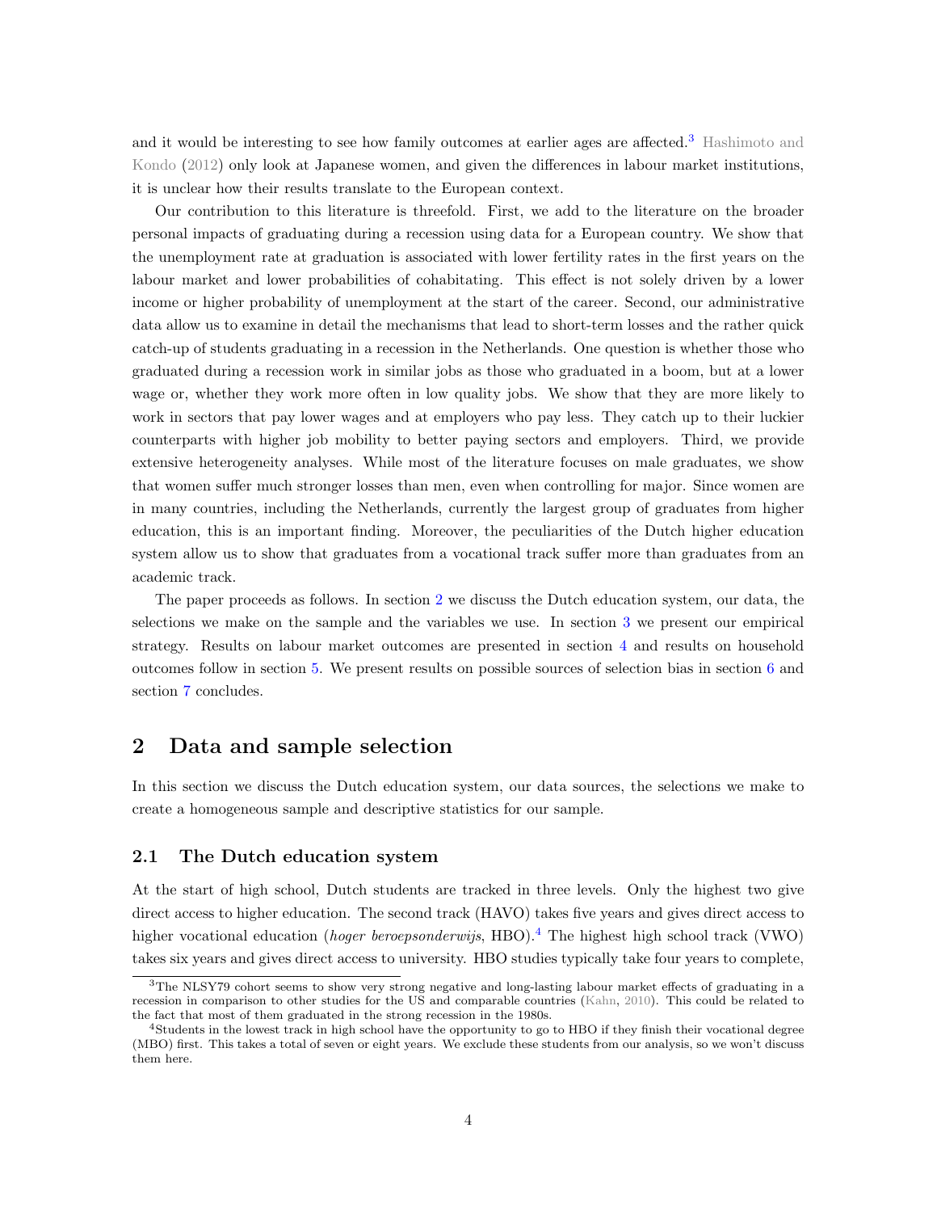and it would be interesting to see how family outcomes at earlier ages are affected.[3] Hashimoto and Kondo (2012) only look at Japanese women, and given the differences in labour market institutions, it is unclear how their results translate to the European context.

Our contribution to this literature is threefold. First, we add to the literature on the broader personal impacts of graduating during a recession using data for a European country. We show that the unemployment rate at graduation is associated with lower fertility rates in the first years on the labour market and lower probabilities of cohabitating. This effect is not solely driven by a lower income or higher probability of unemployment at the start of the career. Second, our administrative data allow us to examine in detail the mechanisms that lead to short-term losses and the rather quick catch-up of students graduating in a recession in the Netherlands. One question is whether those who graduated during a recession work in similar jobs as those who graduated in a boom, but at a lower wage or, whether they work more often in low quality jobs. We show that they are more likely to work in sectors that pay lower wages and at employers who pay less. They catch up to their luckier counterparts with higher job mobility to better paying sectors and employers. Third, we provide extensive heterogeneity analyses. While most of the literature focuses on male graduates, we show that women suffer much stronger losses than men, even when controlling for major. Since women are in many countries, including the Netherlands, currently the largest group of graduates from higher education, this is an important finding. Moreover, the peculiarities of the Dutch higher education system allow us to show that graduates from a vocational track suffer more than graduates from an academic track.

The paper proceeds as follows. In section 2 we discuss the Dutch education system, our data, the selections we make on the sample and the variables we use. In section 3 we present our empirical strategy. Results on labour market outcomes are presented in section 4 and results on household outcomes follow in section 5. We present results on possible sources of selection bias in section 6 and section 7 concludes.

## 2 Data and sample selection

In this section we discuss the Dutch education system, our data sources, the selections we make to create a homogeneous sample and descriptive statistics for our sample.

### 2.1 The Dutch education system

At the start of high school, Dutch students are tracked in three levels. Only the highest two give direct access to higher education. The second track (HAVO) takes five years and gives direct access to higher vocational education (*hoger beroepsonderwijs*, HBO).[4] The highest high school track (VWO) takes six years and gives direct access to university. HBO studies typically take four years to complete,

[3] The NLSY79 cohort seems to show very strong negative and long-lasting labour market effects of graduating in a recession in comparison to other studies for the US and comparable countries (Kahn, 2010). This could be related to the fact that most of them graduated in the strong recession in the 1980s.

[4] Students in the lowest track in high school have the opportunity to go to HBO if they finish their vocational degree (MBO) first. This takes a total of seven or eight years. We exclude these students from our analysis, so we won't discuss them here.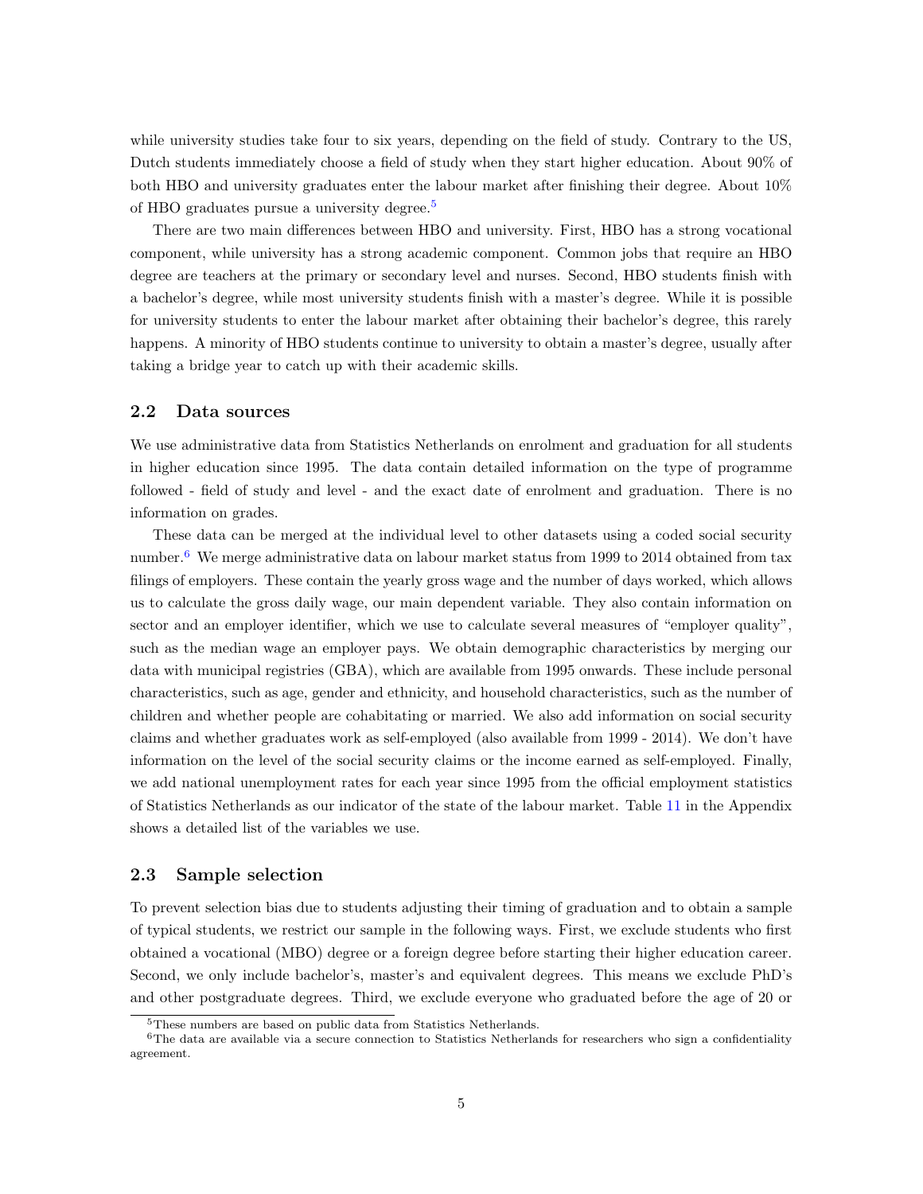while university studies take four to six years, depending on the field of study. Contrary to the US, Dutch students immediately choose a field of study when they start higher education. About 90% of both HBO and university graduates enter the labour market after finishing their degree. About 10% of HBO graduates pursue a university degree.[5]

There are two main differences between HBO and university. First, HBO has a strong vocational component, while university has a strong academic component. Common jobs that require an HBO degree are teachers at the primary or secondary level and nurses. Second, HBO students finish with a bachelor's degree, while most university students finish with a master's degree. While it is possible for university students to enter the labour market after obtaining their bachelor's degree, this rarely happens. A minority of HBO students continue to university to obtain a master's degree, usually after taking a bridge year to catch up with their academic skills.

## 2.2 Data sources

We use administrative data from Statistics Netherlands on enrolment and graduation for all students in higher education since 1995. The data contain detailed information on the type of programme followed - field of study and level - and the exact date of enrolment and graduation. There is no information on grades.

These data can be merged at the individual level to other datasets using a coded social security number.[6] We merge administrative data on labour market status from 1999 to 2014 obtained from tax filings of employers. These contain the yearly gross wage and the number of days worked, which allows us to calculate the gross daily wage, our main dependent variable. They also contain information on sector and an employer identifier, which we use to calculate several measures of "employer quality", such as the median wage an employer pays. We obtain demographic characteristics by merging our data with municipal registries (GBA), which are available from 1995 onwards. These include personal characteristics, such as age, gender and ethnicity, and household characteristics, such as the number of children and whether people are cohabitating or married. We also add information on social security claims and whether graduates work as self-employed (also available from 1999 - 2014). We don't have information on the level of the social security claims or the income earned as self-employed. Finally, we add national unemployment rates for each year since 1995 from the official employment statistics of Statistics Netherlands as our indicator of the state of the labour market. Table 11 in the Appendix shows a detailed list of the variables we use.

## 2.3 Sample selection

To prevent selection bias due to students adjusting their timing of graduation and to obtain a sample of typical students, we restrict our sample in the following ways. First, we exclude students who first obtained a vocational (MBO) degree or a foreign degree before starting their higher education career. Second, we only include bachelor's, master's and equivalent degrees. This means we exclude PhD's and other postgraduate degrees. Third, we exclude everyone who graduated before the age of 20 or

---

[5] These numbers are based on public data from Statistics Netherlands.

[6] The data are available via a secure connection to Statistics Netherlands for researchers who sign a confidentiality agreement.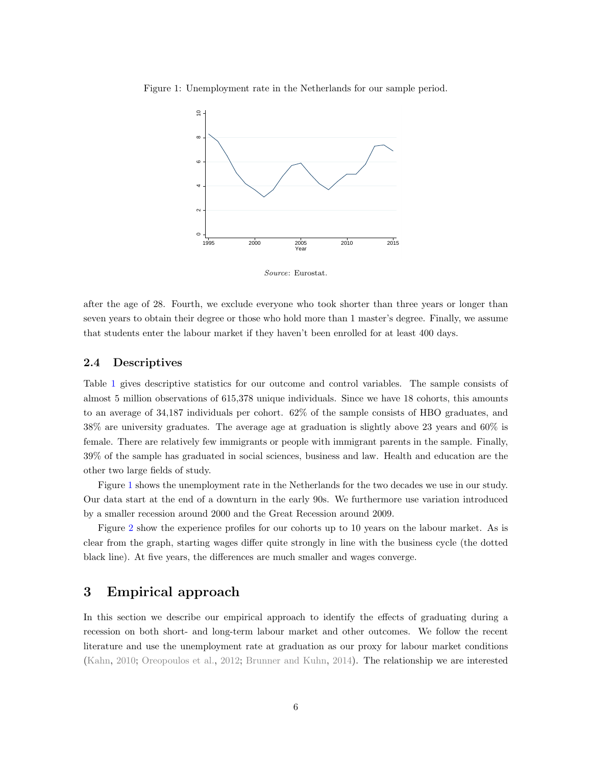Figure 1: Unemployment rate in the Netherlands for our sample period.

*Source*: Eurostat.

after the age of 28. Fourth, we exclude everyone who took shorter than three years or longer than seven years to obtain their degree or those who hold more than 1 master's degree. Finally, we assume that students enter the labour market if they haven't been enrolled for at least 400 days.

### 2.4 Descriptives

Table 1 gives descriptive statistics for our outcome and control variables. The sample consists of almost 5 million observations of 615,378 unique individuals. Since we have 18 cohorts, this amounts to an average of 34,187 individuals per cohort. 62% of the sample consists of HBO graduates, and 38% are university graduates. The average age at graduation is slightly above 23 years and 60% is female. There are relatively few immigrants or people with immigrant parents in the sample. Finally, 39% of the sample has graduated in social sciences, business and law. Health and education are the other two large fields of study.

Figure 1 shows the unemployment rate in the Netherlands for the two decades we use in our study. Our data start at the end of a downturn in the early 90s. We furthermore use variation introduced by a smaller recession around 2000 and the Great Recession around 2009.

Figure 2 show the experience profiles for our cohorts up to 10 years on the labour market. As is clear from the graph, starting wages differ quite strongly in line with the business cycle (the dotted black line). At five years, the differences are much smaller and wages converge.

## 3 Empirical approach

In this section we describe our empirical approach to identify the effects of graduating during a recession on both short- and long-term labour market and other outcomes. We follow the recent literature and use the unemployment rate at graduation as our proxy for labour market conditions (Kahn, 2010; Oreopoulos et al., 2012; Brunner and Kuhn, 2014). The relationship we are interested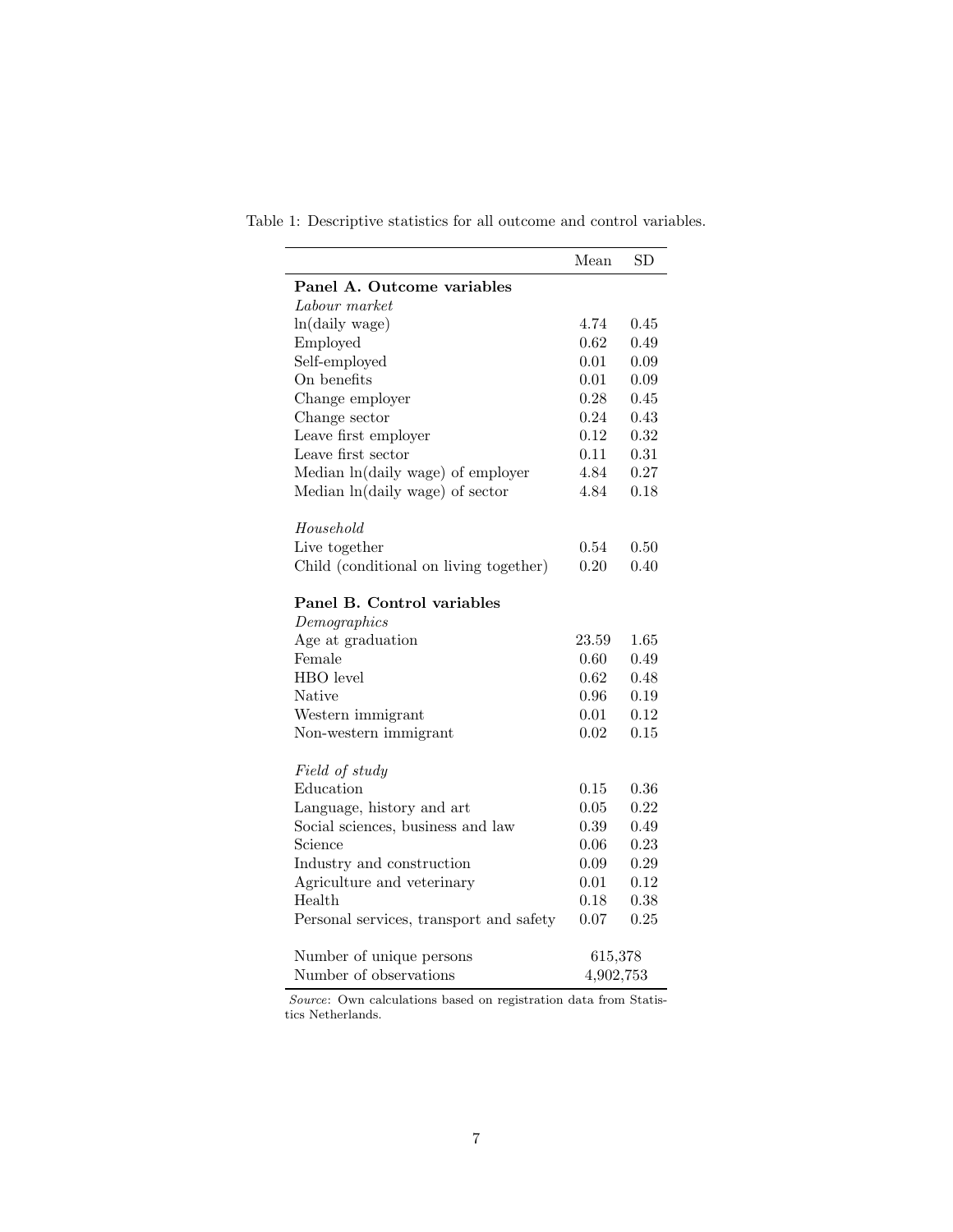Table 1: Descriptive statistics for all outcome and control variables.

| | Mean | SD |
|---|---|---|
| **Panel A. Outcome variables** | | |
| *Labour market* | | |
| ln(daily wage) | 4.74 | 0.45 |
| Employed | 0.62 | 0.49 |
| Self-employed | 0.01 | 0.09 |
| On benefits | 0.01 | 0.09 |
| Change employer | 0.28 | 0.45 |
| Change sector | 0.24 | 0.43 |
| Leave first employer | 0.12 | 0.32 |
| Leave first sector | 0.11 | 0.31 |
| Median ln(daily wage) of employer | 4.84 | 0.27 |
| Median ln(daily wage) of sector | 4.84 | 0.18 |
| *Household* | | |
| Live together | 0.54 | 0.50 |
| Child (conditional on living together) | 0.20 | 0.40 |
| **Panel B. Control variables** | | |
| *Demographics* | | |
| Age at graduation | 23.59 | 1.65 |
| Female | 0.60 | 0.49 |
| HBO level | 0.62 | 0.48 |
| Native | 0.96 | 0.19 |
| Western immigrant | 0.01 | 0.12 |
| Non-western immigrant | 0.02 | 0.15 |
| *Field of study* | | |
| Education | 0.15 | 0.36 |
| Language, history and art | 0.05 | 0.22 |
| Social sciences, business and law | 0.39 | 0.49 |
| Science | 0.06 | 0.23 |
| Industry and construction | 0.09 | 0.29 |
| Agriculture and veterinary | 0.01 | 0.12 |
| Health | 0.18 | 0.38 |
| Personal services, transport and safety | 0.07 | 0.25 |
| Number of unique persons | 615,378 | |
| Number of observations | 4,902,753 | |

*Source*: Own calculations based on registration data from Statistics Netherlands.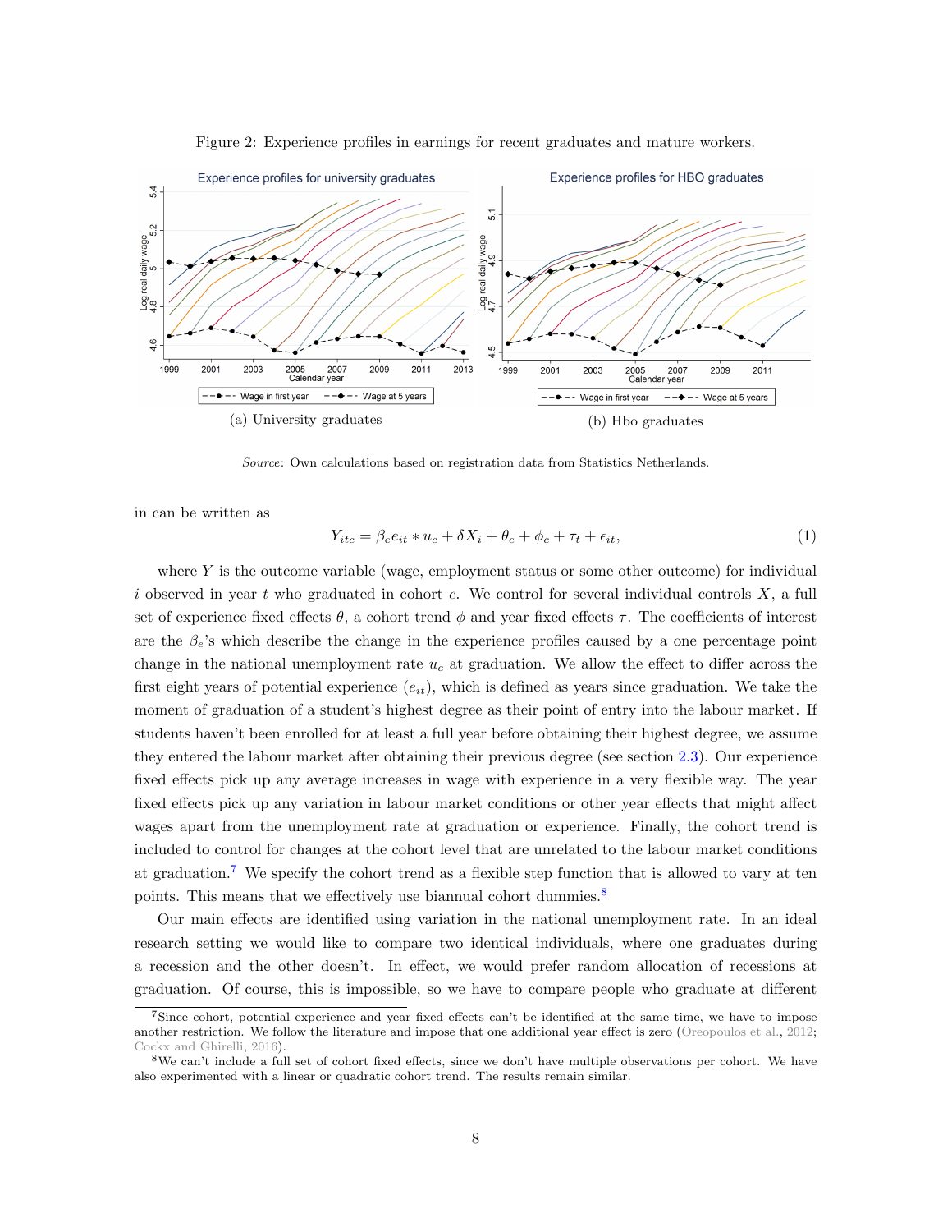Figure 2: Experience profiles in earnings for recent graduates and mature workers.

(a) University graduates

(b) Hbo graduates

*Source*: Own calculations based on registration data from Statistics Netherlands.

in can be written as

$$Y_{itc} = \beta_e e_{it} * u_c + \delta X_i + \theta_e + \phi_c + \tau_t + \epsilon_{it}, \tag{1}$$

where $Y$ is the outcome variable (wage, employment status or some other outcome) for individual $i$ observed in year $t$ who graduated in cohort $c$. We control for several individual controls $X$, a full set of experience fixed effects $\theta$, a cohort trend $\phi$ and year fixed effects $\tau$. The coefficients of interest are the $\beta_e$'s which describe the change in the experience profiles caused by a one percentage point change in the national unemployment rate $u_c$ at graduation. We allow the effect to differ across the first eight years of potential experience ($e_{it}$), which is defined as years since graduation. We take the moment of graduation of a student's highest degree as their point of entry into the labour market. If students haven't been enrolled for at least a full year before obtaining their highest degree, we assume they entered the labour market after obtaining their previous degree (see section 2.3). Our experience fixed effects pick up any average increases in wage with experience in a very flexible way. The year fixed effects pick up any variation in labour market conditions or other year effects that might affect wages apart from the unemployment rate at graduation or experience. Finally, the cohort trend is included to control for changes at the cohort level that are unrelated to the labour market conditions at graduation.[7] We specify the cohort trend as a flexible step function that is allowed to vary at ten points. This means that we effectively use biannual cohort dummies.[8]

Our main effects are identified using variation in the national unemployment rate. In an ideal research setting we would like to compare two identical individuals, where one graduates during a recession and the other doesn't. In effect, we would prefer random allocation of recessions at graduation. Of course, this is impossible, so we have to compare people who graduate at different

[7] Since cohort, potential experience and year fixed effects can't be identified at the same time, we have to impose another restriction. We follow the literature and impose that one additional year effect is zero (Oreopoulos et al., 2012; Cockx and Ghirelli, 2016).

[8] We can't include a full set of cohort fixed effects, since we don't have multiple observations per cohort. We have also experimented with a linear or quadratic cohort trend. The results remain similar.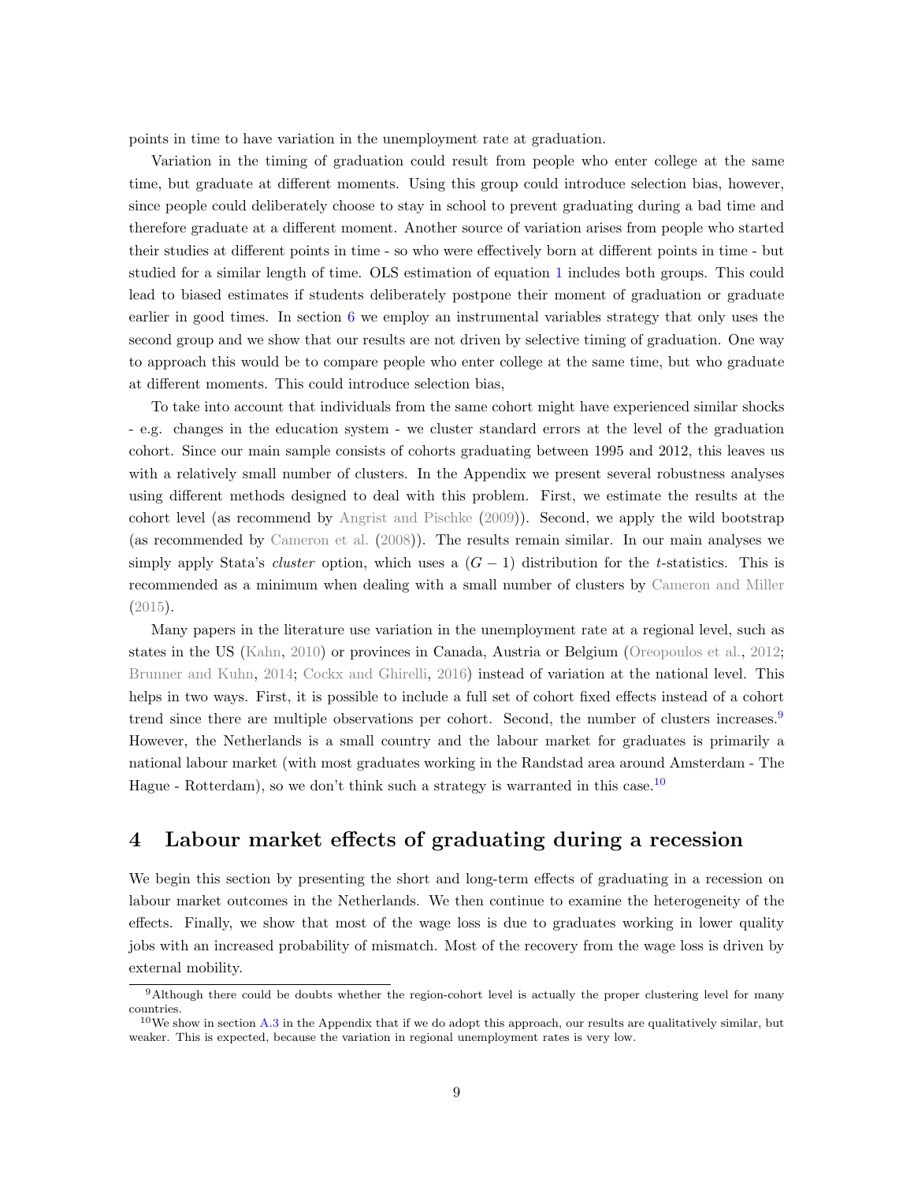points in time to have variation in the unemployment rate at graduation.

Variation in the timing of graduation could result from people who enter college at the same time, but graduate at different moments. Using this group could introduce selection bias, however, since people could deliberately choose to stay in school to prevent graduating during a bad time and therefore graduate at a different moment. Another source of variation arises from people who started their studies at different points in time - so who were effectively born at different points in time - but studied for a similar length of time. OLS estimation of equation 1 includes both groups. This could lead to biased estimates if students deliberately postpone their moment of graduation or graduate earlier in good times. In section 6 we employ an instrumental variables strategy that only uses the second group and we show that our results are not driven by selective timing of graduation. One way to approach this would be to compare people who enter college at the same time, but who graduate at different moments. This could introduce selection bias,

To take into account that individuals from the same cohort might have experienced similar shocks - e.g. changes in the education system - we cluster standard errors at the level of the graduation cohort. Since our main sample consists of cohorts graduating between 1995 and 2012, this leaves us with a relatively small number of clusters. In the Appendix we present several robustness analyses using different methods designed to deal with this problem. First, we estimate the results at the cohort level (as recommend by Angrist and Pischke (2009)). Second, we apply the wild bootstrap (as recommended by Cameron et al. (2008)). The results remain similar. In our main analyses we simply apply Stata's *cluster* option, which uses a $(G-1)$ distribution for the $t$-statistics. This is recommended as a minimum when dealing with a small number of clusters by Cameron and Miller (2015).

Many papers in the literature use variation in the unemployment rate at a regional level, such as states in the US (Kahn, 2010) or provinces in Canada, Austria or Belgium (Oreopoulos et al., 2012; Brunner and Kuhn, 2014; Cockx and Ghirelli, 2016) instead of variation at the national level. This helps in two ways. First, it is possible to include a full set of cohort fixed effects instead of a cohort trend since there are multiple observations per cohort. Second, the number of clusters increases.[9] However, the Netherlands is a small country and the labour market for graduates is primarily a national labour market (with most graduates working in the Randstad area around Amsterdam - The Hague - Rotterdam), so we don't think such a strategy is warranted in this case.[10]

## 4 Labour market effects of graduating during a recession

We begin this section by presenting the short and long-term effects of graduating in a recession on labour market outcomes in the Netherlands. We then continue to examine the heterogeneity of the effects. Finally, we show that most of the wage loss is due to graduates working in lower quality jobs with an increased probability of mismatch. Most of the recovery from the wage loss is driven by external mobility.

[9] Although there could be doubts whether the region-cohort level is actually the proper clustering level for many countries.

[10] We show in section A.3 in the Appendix that if we do adopt this approach, our results are qualitatively similar, but weaker. This is expected, because the variation in regional unemployment rates is very low.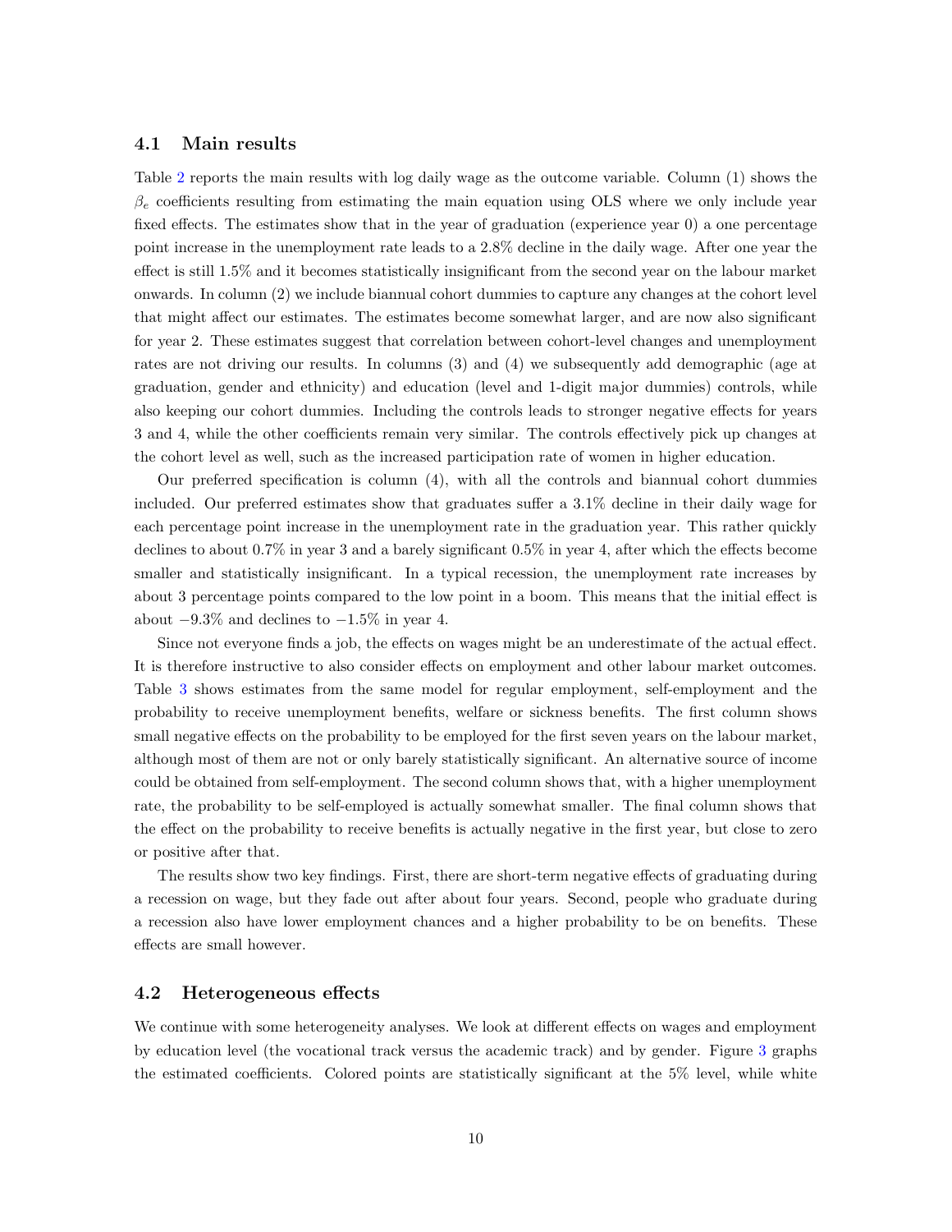### 4.1 Main results

Table 2 reports the main results with log daily wage as the outcome variable. Column (1) shows the $\beta_e$ coefficients resulting from estimating the main equation using OLS where we only include year fixed effects. The estimates show that in the year of graduation (experience year 0) a one percentage point increase in the unemployment rate leads to a 2.8% decline in the daily wage. After one year the effect is still 1.5% and it becomes statistically insignificant from the second year on the labour market onwards. In column (2) we include biannual cohort dummies to capture any changes at the cohort level that might affect our estimates. The estimates become somewhat larger, and are now also significant for year 2. These estimates suggest that correlation between cohort-level changes and unemployment rates are not driving our results. In columns (3) and (4) we subsequently add demographic (age at graduation, gender and ethnicity) and education (level and 1-digit major dummies) controls, while also keeping our cohort dummies. Including the controls leads to stronger negative effects for years 3 and 4, while the other coefficients remain very similar. The controls effectively pick up changes at the cohort level as well, such as the increased participation rate of women in higher education.

Our preferred specification is column (4), with all the controls and biannual cohort dummies included. Our preferred estimates show that graduates suffer a 3.1% decline in their daily wage for each percentage point increase in the unemployment rate in the graduation year. This rather quickly declines to about 0.7% in year 3 and a barely significant 0.5% in year 4, after which the effects become smaller and statistically insignificant. In a typical recession, the unemployment rate increases by about 3 percentage points compared to the low point in a boom. This means that the initial effect is about $-9.3\%$ and declines to $-1.5\%$ in year 4.

Since not everyone finds a job, the effects on wages might be an underestimate of the actual effect. It is therefore instructive to also consider effects on employment and other labour market outcomes. Table 3 shows estimates from the same model for regular employment, self-employment and the probability to receive unemployment benefits, welfare or sickness benefits. The first column shows small negative effects on the probability to be employed for the first seven years on the labour market, although most of them are not or only barely statistically significant. An alternative source of income could be obtained from self-employment. The second column shows that, with a higher unemployment rate, the probability to be self-employed is actually somewhat smaller. The final column shows that the effect on the probability to receive benefits is actually negative in the first year, but close to zero or positive after that.

The results show two key findings. First, there are short-term negative effects of graduating during a recession on wage, but they fade out after about four years. Second, people who graduate during a recession also have lower employment chances and a higher probability to be on benefits. These effects are small however.

### 4.2 Heterogeneous effects

We continue with some heterogeneity analyses. We look at different effects on wages and employment by education level (the vocational track versus the academic track) and by gender. Figure 3 graphs the estimated coefficients. Colored points are statistically significant at the 5% level, while white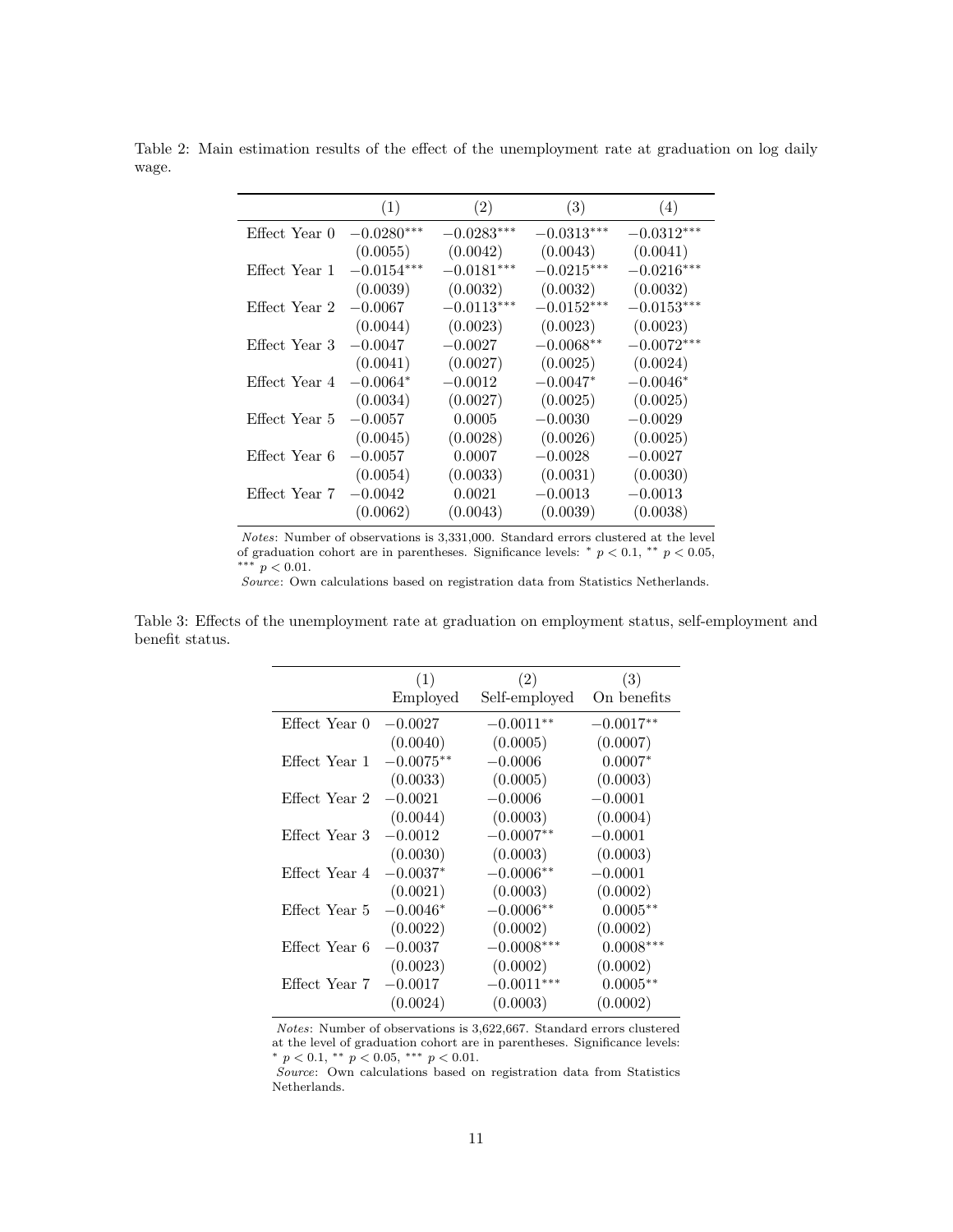Table 2: Main estimation results of the effect of the unemployment rate at graduation on log daily wage.

| | (1) | (2) | (3) | (4) |
|---|---|---|---|---|
| Effect Year 0 | $-0.0280^{***}$ | $-0.0283^{***}$ | $-0.0313^{***}$ | $-0.0312^{***}$ |
| | (0.0055) | (0.0042) | (0.0043) | (0.0041) |
| Effect Year 1 | $-0.0154^{***}$ | $-0.0181^{***}$ | $-0.0215^{***}$ | $-0.0216^{***}$ |
| | (0.0039) | (0.0032) | (0.0032) | (0.0032) |
| Effect Year 2 | $-0.0067$ | $-0.0113^{***}$ | $-0.0152^{***}$ | $-0.0153^{***}$ |
| | (0.0044) | (0.0023) | (0.0023) | (0.0023) |
| Effect Year 3 | $-0.0047$ | $-0.0027$ | $-0.0068^{**}$ | $-0.0072^{***}$ |
| | (0.0041) | (0.0027) | (0.0025) | (0.0024) |
| Effect Year 4 | $-0.0064^{*}$ | $-0.0012$ | $-0.0047^{*}$ | $-0.0046^{*}$ |
| | (0.0034) | (0.0027) | (0.0025) | (0.0025) |
| Effect Year 5 | $-0.0057$ | $0.0005$ | $-0.0030$ | $-0.0029$ |
| | (0.0045) | (0.0028) | (0.0026) | (0.0025) |
| Effect Year 6 | $-0.0057$ | $0.0007$ | $-0.0028$ | $-0.0027$ |
| | (0.0054) | (0.0033) | (0.0031) | (0.0030) |
| Effect Year 7 | $-0.0042$ | $0.0021$ | $-0.0013$ | $-0.0013$ |
| | (0.0062) | (0.0043) | (0.0039) | (0.0038) |

*Notes*: Number of observations is 3,331,000. Standard errors clustered at the level of graduation cohort are in parentheses. Significance levels: $^{*}$ $p < 0.1$, $^{**}$ $p < 0.05$, $^{***}$ $p < 0.01$.
*Source*: Own calculations based on registration data from Statistics Netherlands.

Table 3: Effects of the unemployment rate at graduation on employment status, self-employment and benefit status.

| | (1) Employed | (2) Self-employed | (3) On benefits |
|---|---|---|---|
| Effect Year 0 | $-0.0027$ | $-0.0011^{**}$ | $-0.0017^{**}$ |
| | (0.0040) | (0.0005) | (0.0007) |
| Effect Year 1 | $-0.0075^{**}$ | $-0.0006$ | $0.0007^{*}$ |
| | (0.0033) | (0.0005) | (0.0003) |
| Effect Year 2 | $-0.0021$ | $-0.0006$ | $-0.0001$ |
| | (0.0044) | (0.0003) | (0.0004) |
| Effect Year 3 | $-0.0012$ | $-0.0007^{**}$ | $-0.0001$ |
| | (0.0030) | (0.0003) | (0.0003) |
| Effect Year 4 | $-0.0037^{*}$ | $-0.0006^{**}$ | $-0.0001$ |
| | (0.0021) | (0.0003) | (0.0002) |
| Effect Year 5 | $-0.0046^{*}$ | $-0.0006^{**}$ | $0.0005^{**}$ |
| | (0.0022) | (0.0002) | (0.0002) |
| Effect Year 6 | $-0.0037$ | $-0.0008^{***}$ | $0.0008^{***}$ |
| | (0.0023) | (0.0002) | (0.0002) |
| Effect Year 7 | $-0.0017$ | $-0.0011^{***}$ | $0.0005^{**}$ |
| | (0.0024) | (0.0003) | (0.0002) |

*Notes*: Number of observations is 3,622,667. Standard errors clustered at the level of graduation cohort are in parentheses. Significance levels: $^{*}$ $p < 0.1$, $^{**}$ $p < 0.05$, $^{***}$ $p < 0.01$.
*Source*: Own calculations based on registration data from Statistics Netherlands.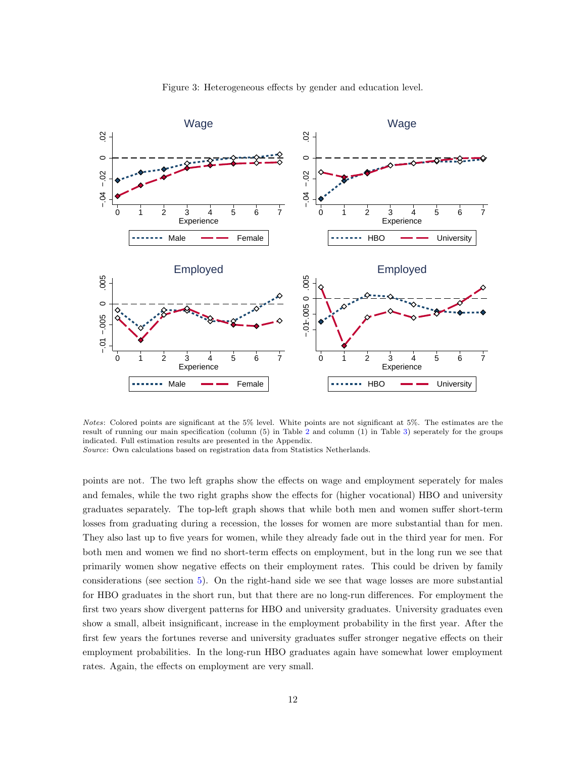Figure 3: Heterogeneous effects by gender and education level.

*Notes*: Colored points are significant at the 5% level. White points are not significant at 5%. The estimates are the result of running our main specification (column (5) in Table 2 and column (1) in Table 3) seperately for the groups indicated. Full estimation results are presented in the Appendix.
*Source*: Own calculations based on registration data from Statistics Netherlands.

points are not. The two left graphs show the effects on wage and employment seperately for males and females, while the two right graphs show the effects for (higher vocational) HBO and university graduates separately. The top-left graph shows that while both men and women suffer short-term losses from graduating during a recession, the losses for women are more substantial than for men. They also last up to five years for women, while they already fade out in the third year for men. For both men and women we find no short-term effects on employment, but in the long run we see that primarily women show negative effects on their employment rates. This could be driven by family considerations (see section 5). On the right-hand side we see that wage losses are more substantial for HBO graduates in the short run, but that there are no long-run differences. For employment the first two years show divergent patterns for HBO and university graduates. University graduates even show a small, albeit insignificant, increase in the employment probability in the first year. After the first few years the fortunes reverse and university graduates suffer stronger negative effects on their employment probabilities. In the long-run HBO graduates again have somewhat lower employment rates. Again, the effects on employment are very small.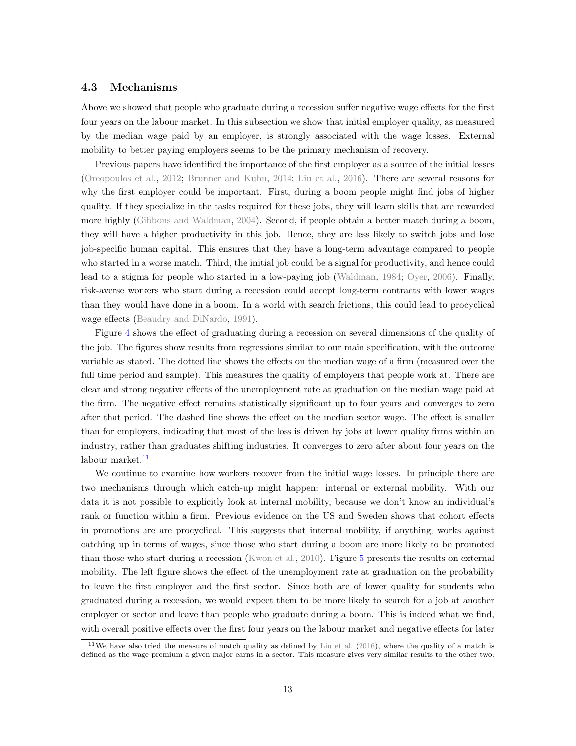### 4.3 Mechanisms

Above we showed that people who graduate during a recession suffer negative wage effects for the first four years on the labour market. In this subsection we show that initial employer quality, as measured by the median wage paid by an employer, is strongly associated with the wage losses. External mobility to better paying employers seems to be the primary mechanism of recovery.

Previous papers have identified the importance of the first employer as a source of the initial losses (Oreopoulos et al., 2012; Brunner and Kuhn, 2014; Liu et al., 2016). There are several reasons for why the first employer could be important. First, during a boom people might find jobs of higher quality. If they specialize in the tasks required for these jobs, they will learn skills that are rewarded more highly (Gibbons and Waldman, 2004). Second, if people obtain a better match during a boom, they will have a higher productivity in this job. Hence, they are less likely to switch jobs and lose job-specific human capital. This ensures that they have a long-term advantage compared to people who started in a worse match. Third, the initial job could be a signal for productivity, and hence could lead to a stigma for people who started in a low-paying job (Waldman, 1984; Oyer, 2006). Finally, risk-averse workers who start during a recession could accept long-term contracts with lower wages than they would have done in a boom. In a world with search frictions, this could lead to procyclical wage effects (Beaudry and DiNardo, 1991).

Figure 4 shows the effect of graduating during a recession on several dimensions of the quality of the job. The figures show results from regressions similar to our main specification, with the outcome variable as stated. The dotted line shows the effects on the median wage of a firm (measured over the full time period and sample). This measures the quality of employers that people work at. There are clear and strong negative effects of the unemployment rate at graduation on the median wage paid at the firm. The negative effect remains statistically significant up to four years and converges to zero after that period. The dashed line shows the effect on the median sector wage. The effect is smaller than for employers, indicating that most of the loss is driven by jobs at lower quality firms within an industry, rather than graduates shifting industries. It converges to zero after about four years on the labour market.[11]

We continue to examine how workers recover from the initial wage losses. In principle there are two mechanisms through which catch-up might happen: internal or external mobility. With our data it is not possible to explicitly look at internal mobility, because we don't know an individual's rank or function within a firm. Previous evidence on the US and Sweden shows that cohort effects in promotions are are procyclical. This suggests that internal mobility, if anything, works against catching up in terms of wages, since those who start during a boom are more likely to be promoted than those who start during a recession (Kwon et al., 2010). Figure 5 presents the results on external mobility. The left figure shows the effect of the unemployment rate at graduation on the probability to leave the first employer and the first sector. Since both are of lower quality for students who graduated during a recession, we would expect them to be more likely to search for a job at another employer or sector and leave than people who graduate during a boom. This is indeed what we find, with overall positive effects over the first four years on the labour market and negative effects for later

[11] We have also tried the measure of match quality as defined by Liu et al. (2016), where the quality of a match is defined as the wage premium a given major earns in a sector. This measure gives very similar results to the other two.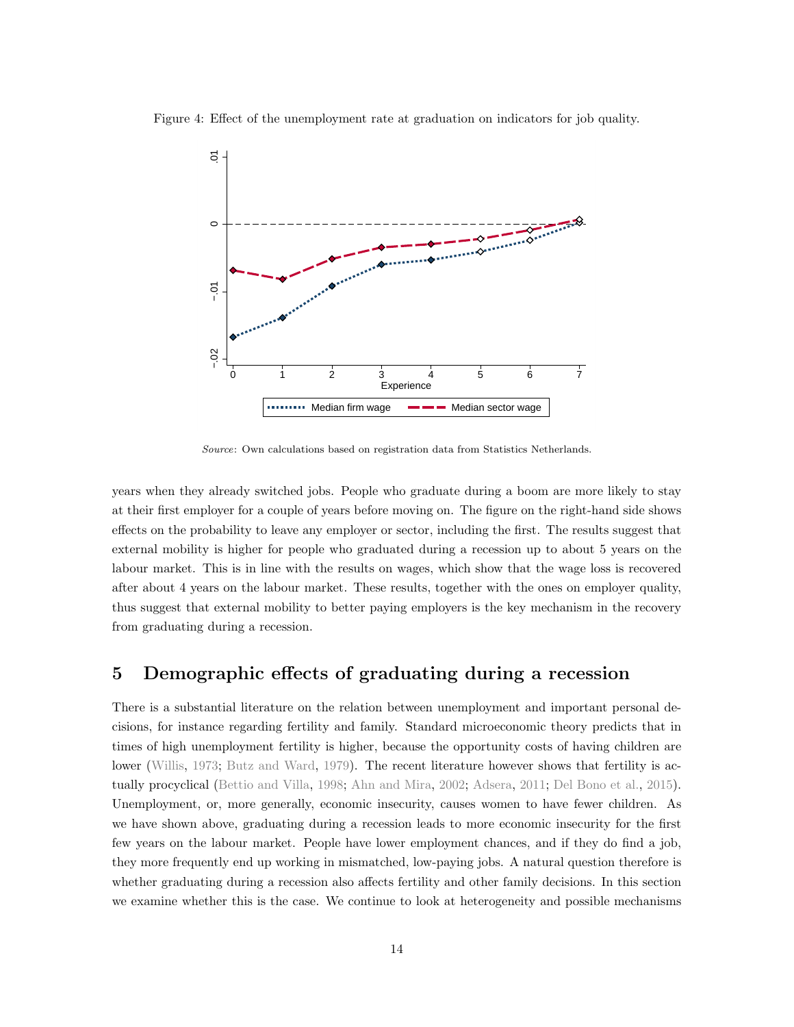Figure 4: Effect of the unemployment rate at graduation on indicators for job quality.

*Source*: Own calculations based on registration data from Statistics Netherlands.

years when they already switched jobs. People who graduate during a boom are more likely to stay at their first employer for a couple of years before moving on. The figure on the right-hand side shows effects on the probability to leave any employer or sector, including the first. The results suggest that external mobility is higher for people who graduated during a recession up to about 5 years on the labour market. This is in line with the results on wages, which show that the wage loss is recovered after about 4 years on the labour market. These results, together with the ones on employer quality, thus suggest that external mobility to better paying employers is the key mechanism in the recovery from graduating during a recession.

## 5 Demographic effects of graduating during a recession

There is a substantial literature on the relation between unemployment and important personal decisions, for instance regarding fertility and family. Standard microeconomic theory predicts that in times of high unemployment fertility is higher, because the opportunity costs of having children are lower (Willis, 1973; Butz and Ward, 1979). The recent literature however shows that fertility is actually procyclical (Bettio and Villa, 1998; Ahn and Mira, 2002; Adsera, 2011; Del Bono et al., 2015). Unemployment, or, more generally, economic insecurity, causes women to have fewer children. As we have shown above, graduating during a recession leads to more economic insecurity for the first few years on the labour market. People have lower employment chances, and if they do find a job, they more frequently end up working in mismatched, low-paying jobs. A natural question therefore is whether graduating during a recession also affects fertility and other family decisions. In this section we examine whether this is the case. We continue to look at heterogeneity and possible mechanisms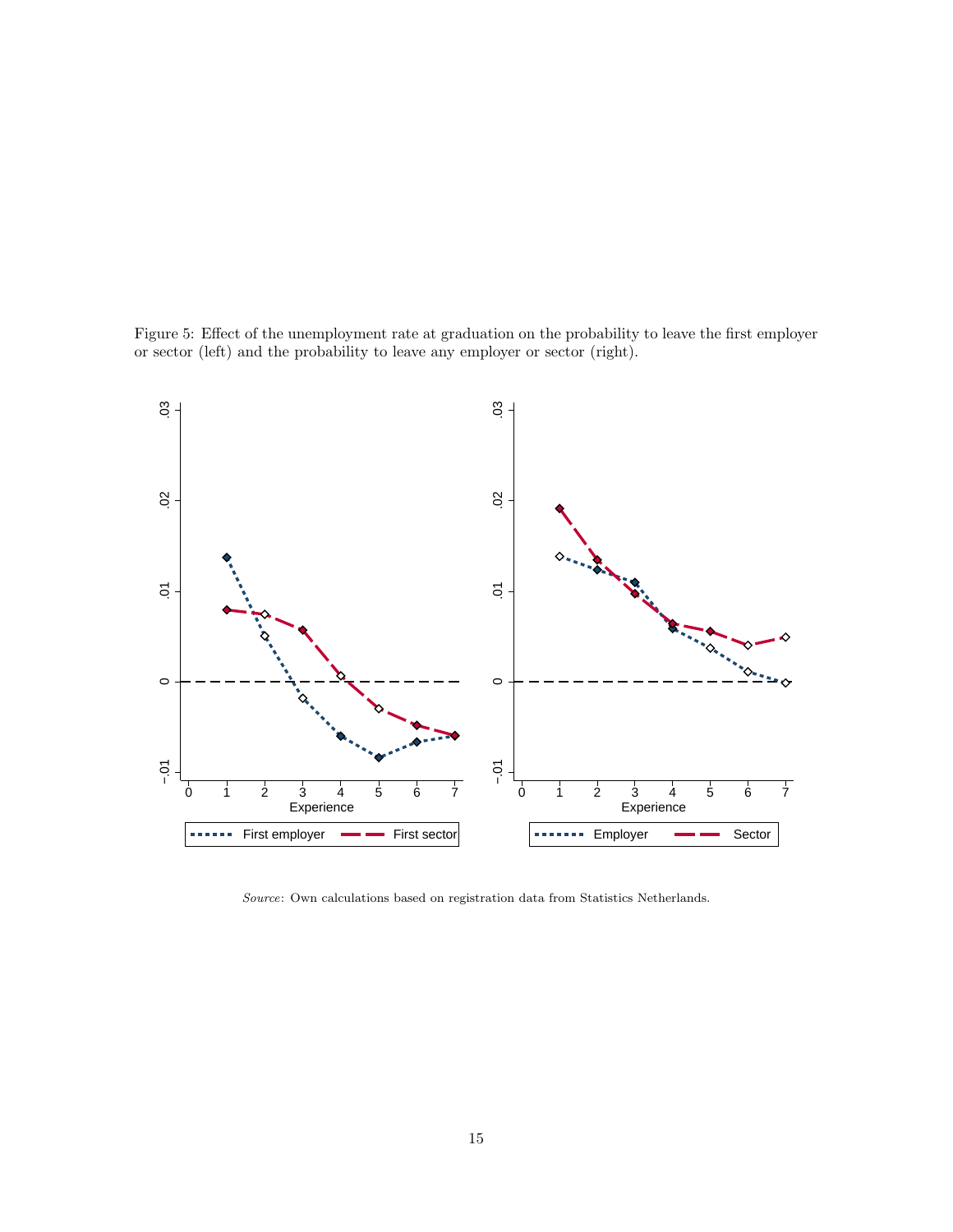Figure 5: Effect of the unemployment rate at graduation on the probability to leave the first employer or sector (left) and the probability to leave any employer or sector (right).

*Source*: Own calculations based on registration data from Statistics Netherlands.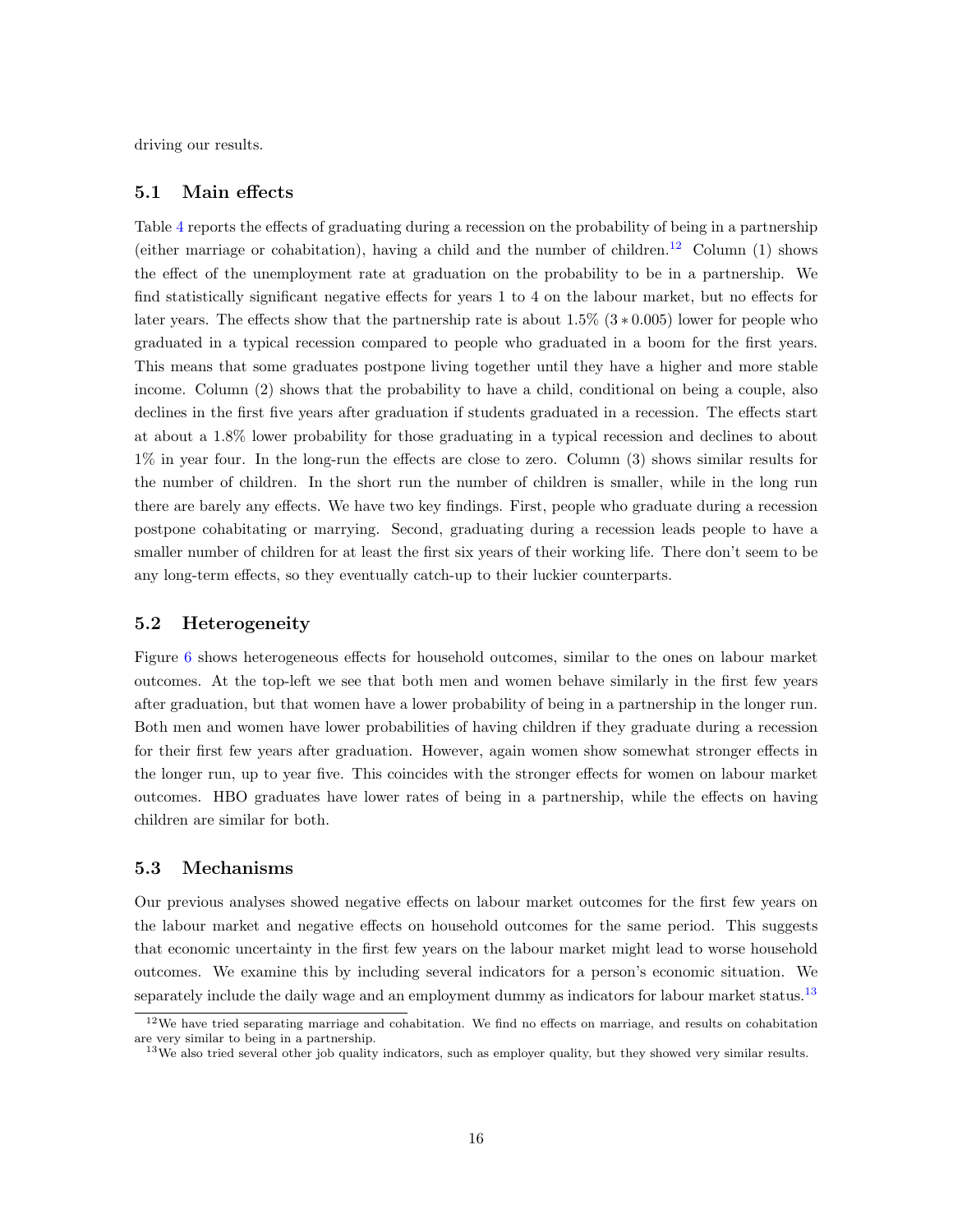driving our results.

## 5.1 Main effects

Table 4 reports the effects of graduating during a recession on the probability of being in a partnership (either marriage or cohabitation), having a child and the number of children.[12] Column (1) shows the effect of the unemployment rate at graduation on the probability to be in a partnership. We find statistically significant negative effects for years 1 to 4 on the labour market, but no effects for later years. The effects show that the partnership rate is about 1.5% ($3 * 0.005$) lower for people who graduated in a typical recession compared to people who graduated in a boom for the first years. This means that some graduates postpone living together until they have a higher and more stable income. Column (2) shows that the probability to have a child, conditional on being a couple, also declines in the first five years after graduation if students graduated in a recession. The effects start at about a 1.8% lower probability for those graduating in a typical recession and declines to about 1% in year four. In the long-run the effects are close to zero. Column (3) shows similar results for the number of children. In the short run the number of children is smaller, while in the long run there are barely any effects. We have two key findings. First, people who graduate during a recession postpone cohabitating or marrying. Second, graduating during a recession leads people to have a smaller number of children for at least the first six years of their working life. There don't seem to be any long-term effects, so they eventually catch-up to their luckier counterparts.

## 5.2 Heterogeneity

Figure 6 shows heterogeneous effects for household outcomes, similar to the ones on labour market outcomes. At the top-left we see that both men and women behave similarly in the first few years after graduation, but that women have a lower probability of being in a partnership in the longer run. Both men and women have lower probabilities of having children if they graduate during a recession for their first few years after graduation. However, again women show somewhat stronger effects in the longer run, up to year five. This coincides with the stronger effects for women on labour market outcomes. HBO graduates have lower rates of being in a partnership, while the effects on having children are similar for both.

## 5.3 Mechanisms

Our previous analyses showed negative effects on labour market outcomes for the first few years on the labour market and negative effects on household outcomes for the same period. This suggests that economic uncertainty in the first few years on the labour market might lead to worse household outcomes. We examine this by including several indicators for a person's economic situation. We separately include the daily wage and an employment dummy as indicators for labour market status.[13]

[12] We have tried separating marriage and cohabitation. We find no effects on marriage, and results on cohabitation are very similar to being in a partnership.

[13] We also tried several other job quality indicators, such as employer quality, but they showed very similar results.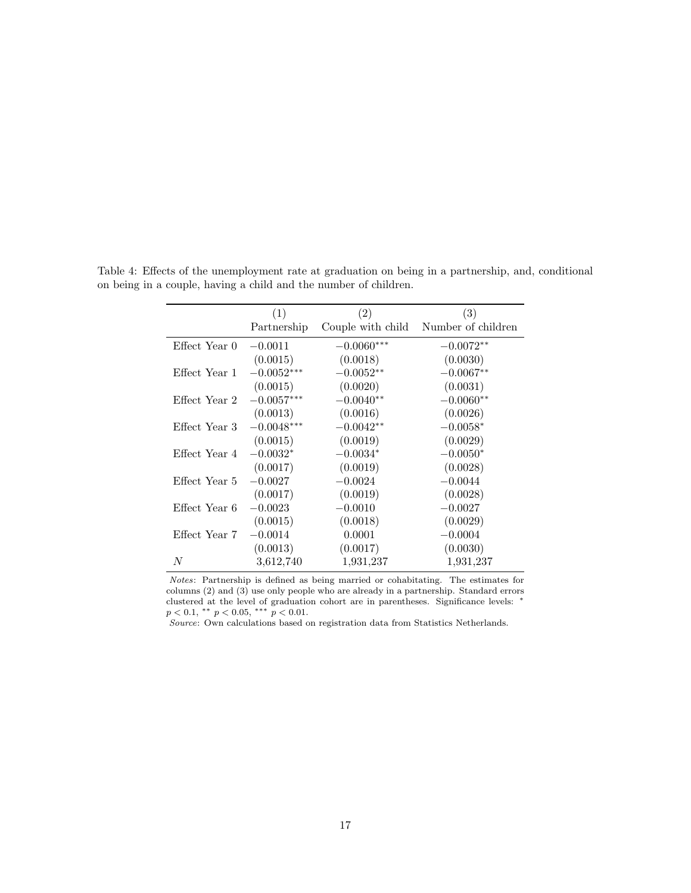Table 4: Effects of the unemployment rate at graduation on being in a partnership, and, conditional on being in a couple, having a child and the number of children.

| | (1) | (2) | (3) |
|---|---|---|---|
| | Partnership | Couple with child | Number of children |
| Effect Year 0 | $-0.0011$ | $-0.0060^{***}$ | $-0.0072^{**}$ |
| | (0.0015) | (0.0018) | (0.0030) |
| Effect Year 1 | $-0.0052^{***}$ | $-0.0052^{**}$ | $-0.0067^{**}$ |
| | (0.0015) | (0.0020) | (0.0031) |
| Effect Year 2 | $-0.0057^{***}$ | $-0.0040^{**}$ | $-0.0060^{**}$ |
| | (0.0013) | (0.0016) | (0.0026) |
| Effect Year 3 | $-0.0048^{***}$ | $-0.0042^{**}$ | $-0.0058^{*}$ |
| | (0.0015) | (0.0019) | (0.0029) |
| Effect Year 4 | $-0.0032^{*}$ | $-0.0034^{*}$ | $-0.0050^{*}$ |
| | (0.0017) | (0.0019) | (0.0028) |
| Effect Year 5 | $-0.0027$ | $-0.0024$ | $-0.0044$ |
| | (0.0017) | (0.0019) | (0.0028) |
| Effect Year 6 | $-0.0023$ | $-0.0010$ | $-0.0027$ |
| | (0.0015) | (0.0018) | (0.0029) |
| Effect Year 7 | $-0.0014$ | 0.0001 | $-0.0004$ |
| | (0.0013) | (0.0017) | (0.0030) |
| $N$ | 3,612,740 | 1,931,237 | 1,931,237 |

*Notes*: Partnership is defined as being married or cohabitating. The estimates for columns (2) and (3) use only people who are already in a partnership. Standard errors clustered at the level of graduation cohort are in parentheses. Significance levels: $^{*}$ $p < 0.1$, $^{**}$ $p < 0.05$, $^{***}$ $p < 0.01$.

*Source*: Own calculations based on registration data from Statistics Netherlands.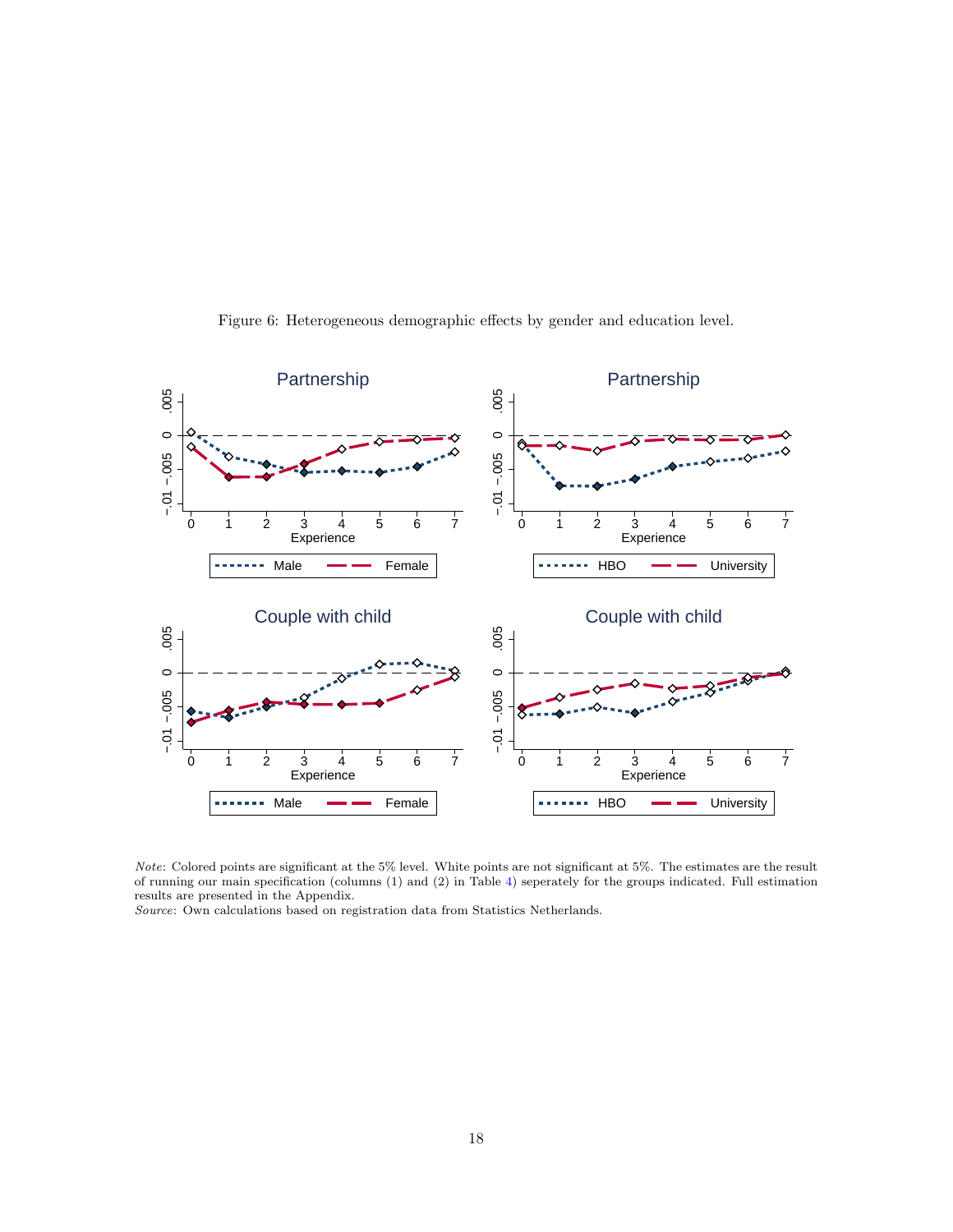Figure 6: Heterogeneous demographic effects by gender and education level.

*Note*: Colored points are significant at the 5% level. White points are not significant at 5%. The estimates are the result of running our main specification (columns (1) and (2) in Table 4) seperately for the groups indicated. Full estimation results are presented in the Appendix.
*Source*: Own calculations based on registration data from Statistics Netherlands.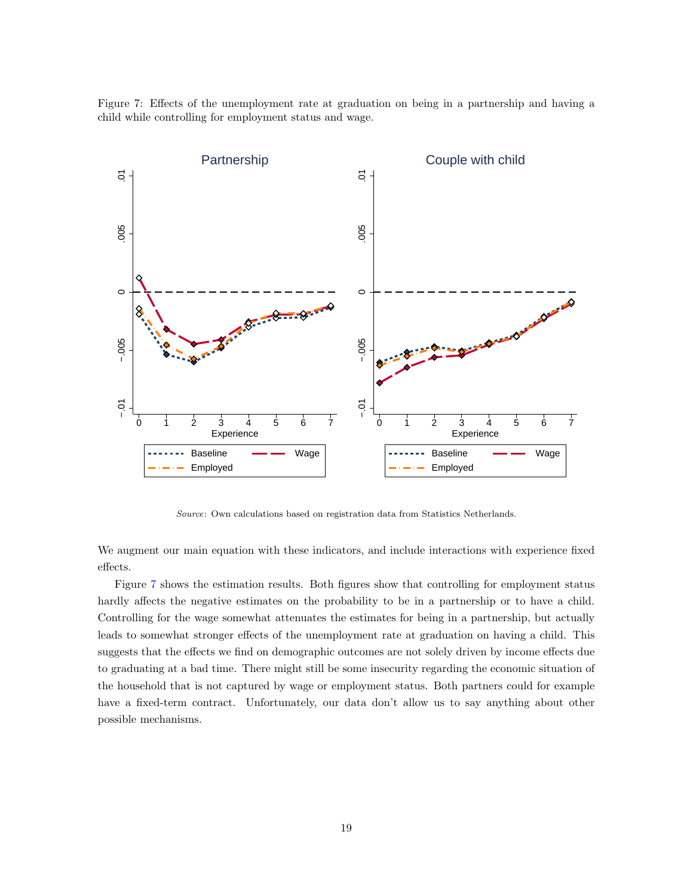Figure 7: Effects of the unemployment rate at graduation on being in a partnership and having a child while controlling for employment status and wage.

*Source*: Own calculations based on registration data from Statistics Netherlands.

We augment our main equation with these indicators, and include interactions with experience fixed effects.

Figure 7 shows the estimation results. Both figures show that controlling for employment status hardly affects the negative estimates on the probability to be in a partnership or to have a child. Controlling for the wage somewhat attenuates the estimates for being in a partnership, but actually leads to somewhat stronger effects of the unemployment rate at graduation on having a child. This suggests that the effects we find on demographic outcomes are not solely driven by income effects due to graduating at a bad time. There might still be some insecurity regarding the economic situation of the household that is not captured by wage or employment status. Both partners could for example have a fixed-term contract. Unfortunately, our data don't allow us to say anything about other possible mechanisms.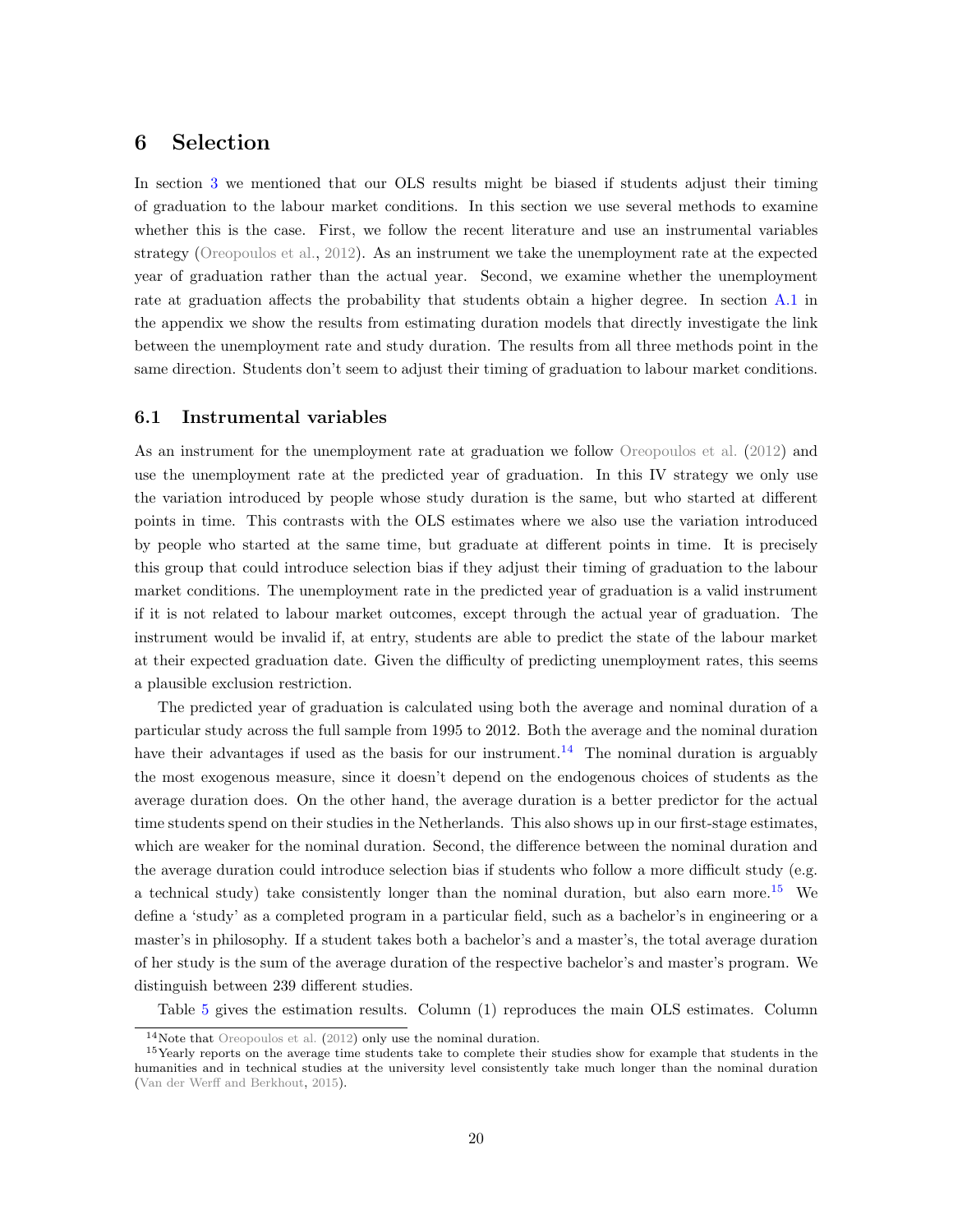# 6 Selection

In section 3 we mentioned that our OLS results might be biased if students adjust their timing of graduation to the labour market conditions. In this section we use several methods to examine whether this is the case. First, we follow the recent literature and use an instrumental variables strategy (Oreopoulos et al., 2012). As an instrument we take the unemployment rate at the expected year of graduation rather than the actual year. Second, we examine whether the unemployment rate at graduation affects the probability that students obtain a higher degree. In section A.1 in the appendix we show the results from estimating duration models that directly investigate the link between the unemployment rate and study duration. The results from all three methods point in the same direction. Students don't seem to adjust their timing of graduation to labour market conditions.

## 6.1 Instrumental variables

As an instrument for the unemployment rate at graduation we follow Oreopoulos et al. (2012) and use the unemployment rate at the predicted year of graduation. In this IV strategy we only use the variation introduced by people whose study duration is the same, but who started at different points in time. This contrasts with the OLS estimates where we also use the variation introduced by people who started at the same time, but graduate at different points in time. It is precisely this group that could introduce selection bias if they adjust their timing of graduation to the labour market conditions. The unemployment rate in the predicted year of graduation is a valid instrument if it is not related to labour market outcomes, except through the actual year of graduation. The instrument would be invalid if, at entry, students are able to predict the state of the labour market at their expected graduation date. Given the difficulty of predicting unemployment rates, this seems a plausible exclusion restriction.

The predicted year of graduation is calculated using both the average and nominal duration of a particular study across the full sample from 1995 to 2012. Both the average and the nominal duration have their advantages if used as the basis for our instrument.[14] The nominal duration is arguably the most exogenous measure, since it doesn't depend on the endogenous choices of students as the average duration does. On the other hand, the average duration is a better predictor for the actual time students spend on their studies in the Netherlands. This also shows up in our first-stage estimates, which are weaker for the nominal duration. Second, the difference between the nominal duration and the average duration could introduce selection bias if students who follow a more difficult study (e.g. a technical study) take consistently longer than the nominal duration, but also earn more.[15] We define a 'study' as a completed program in a particular field, such as a bachelor's in engineering or a master's in philosophy. If a student takes both a bachelor's and a master's, the total average duration of her study is the sum of the average duration of the respective bachelor's and master's program. We distinguish between 239 different studies.

Table 5 gives the estimation results. Column (1) reproduces the main OLS estimates. Column

[14] Note that Oreopoulos et al. (2012) only use the nominal duration.

[15] Yearly reports on the average time students take to complete their studies show for example that students in the humanities and in technical studies at the university level consistently take much longer than the nominal duration (Van der Werff and Berkhout, 2015).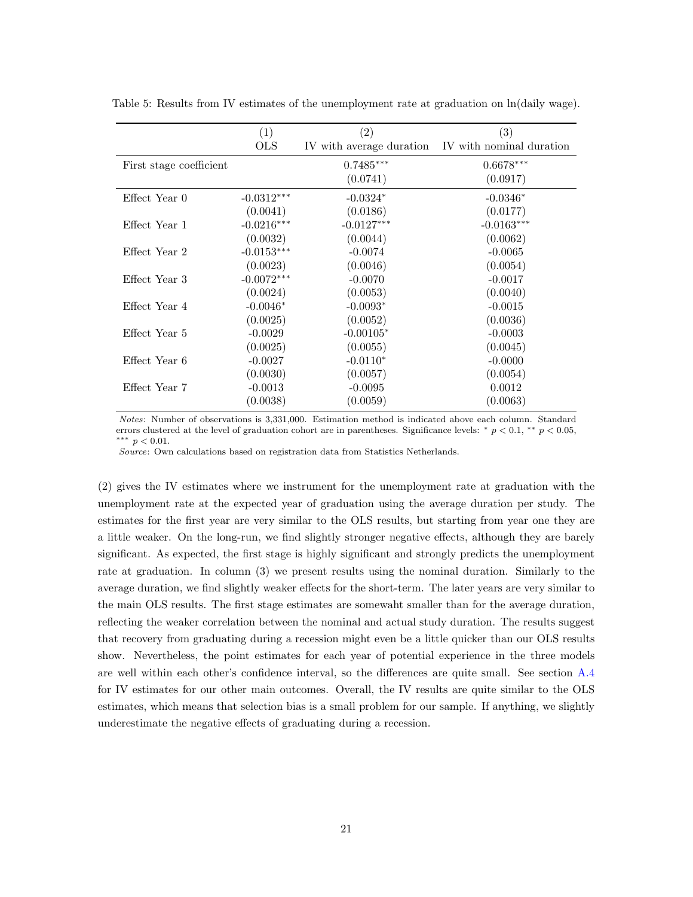Table 5: Results from IV estimates of the unemployment rate at graduation on ln(daily wage).

| | (1) OLS | (2) IV with average duration | (3) IV with nominal duration |
|---|---|---|---|
| First stage coefficient | | 0.7485*** | 0.6678*** |
| | | (0.0741) | (0.0917) |
| Effect Year 0 | -0.0312*** | -0.0324* | -0.0346* |
| | (0.0041) | (0.0186) | (0.0177) |
| Effect Year 1 | -0.0216*** | -0.0127*** | -0.0163*** |
| | (0.0032) | (0.0044) | (0.0062) |
| Effect Year 2 | -0.0153*** | -0.0074 | -0.0065 |
| | (0.0023) | (0.0046) | (0.0054) |
| Effect Year 3 | -0.0072*** | -0.0070 | -0.0017 |
| | (0.0024) | (0.0053) | (0.0040) |
| Effect Year 4 | -0.0046* | -0.0093* | -0.0015 |
| | (0.0025) | (0.0052) | (0.0036) |
| Effect Year 5 | -0.0029 | -0.00105* | -0.0003 |
| | (0.0025) | (0.0055) | (0.0045) |
| Effect Year 6 | -0.0027 | -0.0110* | -0.0000 |
| | (0.0030) | (0.0057) | (0.0054) |
| Effect Year 7 | -0.0013 | -0.0095 | 0.0012 |
| | (0.0038) | (0.0059) | (0.0063) |

*Notes*: Number of observations is 3,331,000. Estimation method is indicated above each column. Standard errors clustered at the level of graduation cohort are in parentheses. Significance levels: * $p < 0.1$, ** $p < 0.05$, *** $p < 0.01$.

*Source*: Own calculations based on registration data from Statistics Netherlands.

(2) gives the IV estimates where we instrument for the unemployment rate at graduation with the unemployment rate at the expected year of graduation using the average duration per study. The estimates for the first year are very similar to the OLS results, but starting from year one they are a little weaker. On the long-run, we find slightly stronger negative effects, although they are barely significant. As expected, the first stage is highly significant and strongly predicts the unemployment rate at graduation. In column (3) we present results using the nominal duration. Similarly to the average duration, we find slightly weaker effects for the short-term. The later years are very similar to the main OLS results. The first stage estimates are somewaht smaller than for the average duration, reflecting the weaker correlation between the nominal and actual study duration. The results suggest that recovery from graduating during a recession might even be a little quicker than our OLS results show. Nevertheless, the point estimates for each year of potential experience in the three models are well within each other's confidence interval, so the differences are quite small. See section A.4 for IV estimates for our other main outcomes. Overall, the IV results are quite similar to the OLS estimates, which means that selection bias is a small problem for our sample. If anything, we slightly underestimate the negative effects of graduating during a recession.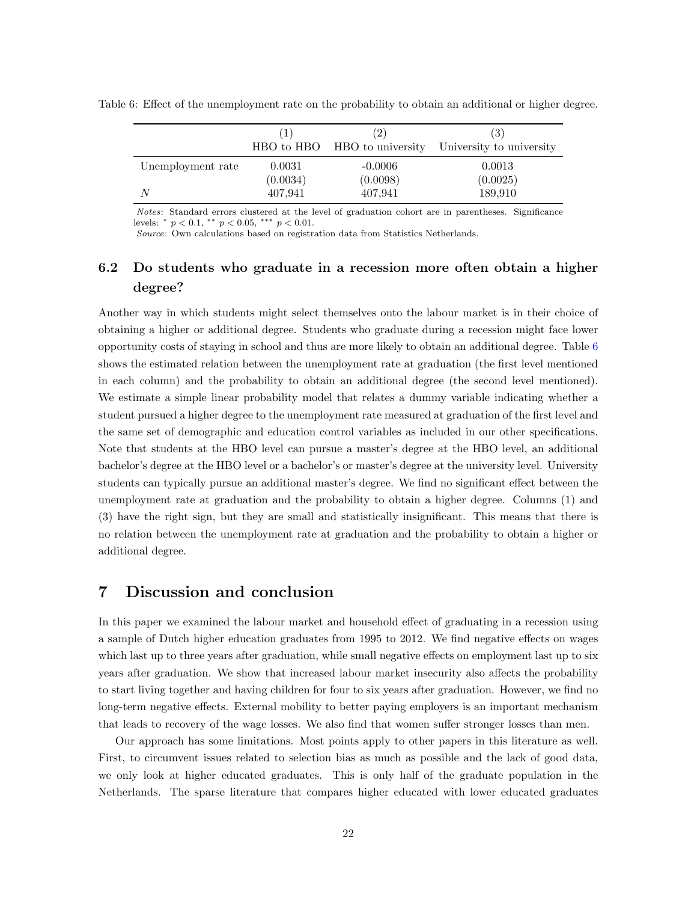Table 6: Effect of the unemployment rate on the probability to obtain an additional or higher degree.

| | (1) | (2) | (3) |
|---|---|---|---|
| | HBO to HBO | HBO to university | University to university |
| Unemployment rate | 0.0031 | -0.0006 | 0.0013 |
| | (0.0034) | (0.0098) | (0.0025) |
| $N$ | 407,941 | 407,941 | 189,910 |

*Notes*: Standard errors clustered at the level of graduation cohort are in parentheses. Significance levels: $^{*}$ $p < 0.1$, $^{**}$ $p < 0.05$, $^{***}$ $p < 0.01$.
*Source*: Own calculations based on registration data from Statistics Netherlands.

## 6.2 Do students who graduate in a recession more often obtain a higher degree?

Another way in which students might select themselves onto the labour market is in their choice of obtaining a higher or additional degree. Students who graduate during a recession might face lower opportunity costs of staying in school and thus are more likely to obtain an additional degree. Table 6 shows the estimated relation between the unemployment rate at graduation (the first level mentioned in each column) and the probability to obtain an additional degree (the second level mentioned). We estimate a simple linear probability model that relates a dummy variable indicating whether a student pursued a higher degree to the unemployment rate measured at graduation of the first level and the same set of demographic and education control variables as included in our other specifications. Note that students at the HBO level can pursue a master's degree at the HBO level, an additional bachelor's degree at the HBO level or a bachelor's or master's degree at the university level. University students can typically pursue an additional master's degree. We find no significant effect between the unemployment rate at graduation and the probability to obtain a higher degree. Columns (1) and (3) have the right sign, but they are small and statistically insignificant. This means that there is no relation between the unemployment rate at graduation and the probability to obtain a higher or additional degree.

# 7 Discussion and conclusion

In this paper we examined the labour market and household effect of graduating in a recession using a sample of Dutch higher education graduates from 1995 to 2012. We find negative effects on wages which last up to three years after graduation, while small negative effects on employment last up to six years after graduation. We show that increased labour market insecurity also affects the probability to start living together and having children for four to six years after graduation. However, we find no long-term negative effects. External mobility to better paying employers is an important mechanism that leads to recovery of the wage losses. We also find that women suffer stronger losses than men.

Our approach has some limitations. Most points apply to other papers in this literature as well. First, to circumvent issues related to selection bias as much as possible and the lack of good data, we only look at higher educated graduates. This is only half of the graduate population in the Netherlands. The sparse literature that compares higher educated with lower educated graduates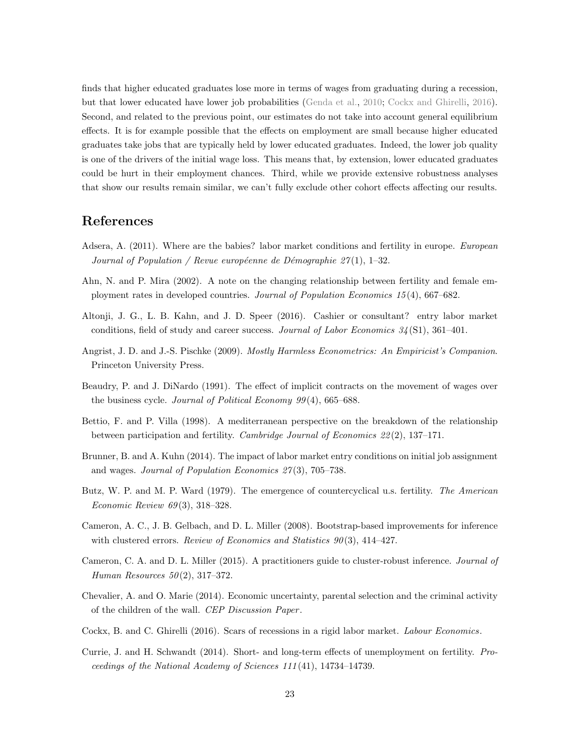finds that higher educated graduates lose more in terms of wages from graduating during a recession, but that lower educated have lower job probabilities (Genda et al., 2010; Cockx and Ghirelli, 2016). Second, and related to the previous point, our estimates do not take into account general equilibrium effects. It is for example possible that the effects on employment are small because higher educated graduates take jobs that are typically held by lower educated graduates. Indeed, the lower job quality is one of the drivers of the initial wage loss. This means that, by extension, lower educated graduates could be hurt in their employment chances. Third, while we provide extensive robustness analyses that show our results remain similar, we can't fully exclude other cohort effects affecting our results.

## References

Adsera, A. (2011). Where are the babies? labor market conditions and fertility in europe. *European Journal of Population / Revue européenne de Démographie 27*(1), 1–32.

Ahn, N. and P. Mira (2002). A note on the changing relationship between fertility and female employment rates in developed countries. *Journal of Population Economics 15*(4), 667–682.

Altonji, J. G., L. B. Kahn, and J. D. Speer (2016). Cashier or consultant? entry labor market conditions, field of study and career success. *Journal of Labor Economics 34*(S1), 361–401.

Angrist, J. D. and J.-S. Pischke (2009). *Mostly Harmless Econometrics: An Empiricist's Companion*. Princeton University Press.

Beaudry, P. and J. DiNardo (1991). The effect of implicit contracts on the movement of wages over the business cycle. *Journal of Political Economy 99*(4), 665–688.

Bettio, F. and P. Villa (1998). A mediterranean perspective on the breakdown of the relationship between participation and fertility. *Cambridge Journal of Economics 22*(2), 137–171.

Brunner, B. and A. Kuhn (2014). The impact of labor market entry conditions on initial job assignment and wages. *Journal of Population Economics 27*(3), 705–738.

Butz, W. P. and M. P. Ward (1979). The emergence of countercyclical u.s. fertility. *The American Economic Review 69*(3), 318–328.

Cameron, A. C., J. B. Gelbach, and D. L. Miller (2008). Bootstrap-based improvements for inference with clustered errors. *Review of Economics and Statistics 90*(3), 414–427.

Cameron, C. A. and D. L. Miller (2015). A practitioners guide to cluster-robust inference. *Journal of Human Resources 50*(2), 317–372.

Chevalier, A. and O. Marie (2014). Economic uncertainty, parental selection and the criminal activity of the children of the wall. *CEP Discussion Paper*.

Cockx, B. and C. Ghirelli (2016). Scars of recessions in a rigid labor market. *Labour Economics*.

Currie, J. and H. Schwandt (2014). Short- and long-term effects of unemployment on fertility. *Proceedings of the National Academy of Sciences 111*(41), 14734–14739.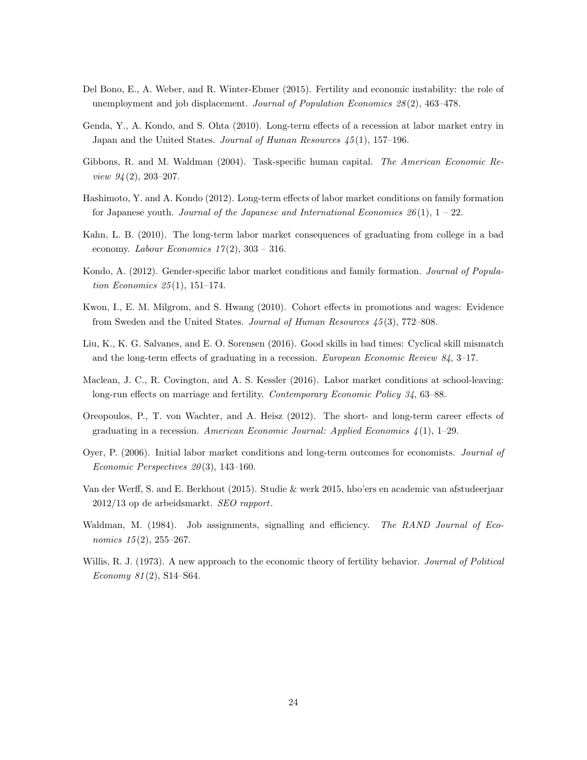Del Bono, E., A. Weber, and R. Winter-Ebmer (2015). Fertility and economic instability: the role of unemployment and job displacement. *Journal of Population Economics 28*(2), 463–478.

Genda, Y., A. Kondo, and S. Ohta (2010). Long-term effects of a recession at labor market entry in Japan and the United States. *Journal of Human Resources 45*(1), 157–196.

Gibbons, R. and M. Waldman (2004). Task-specific human capital. *The American Economic Review 94*(2), 203–207.

Hashimoto, Y. and A. Kondo (2012). Long-term effects of labor market conditions on family formation for Japanese youth. *Journal of the Japanese and International Economies 26*(1), 1 – 22.

Kahn, L. B. (2010). The long-term labor market consequences of graduating from college in a bad economy. *Labour Economics 17*(2), 303 – 316.

Kondo, A. (2012). Gender-specific labor market conditions and family formation. *Journal of Population Economics 25*(1), 151–174.

Kwon, I., E. M. Milgrom, and S. Hwang (2010). Cohort effects in promotions and wages: Evidence from Sweden and the United States. *Journal of Human Resources 45*(3), 772–808.

Liu, K., K. G. Salvanes, and E. O. Sorensen (2016). Good skills in bad times: Cyclical skill mismatch and the long-term effects of graduating in a recession. *European Economic Review 84*, 3–17.

Maclean, J. C., R. Covington, and A. S. Kessler (2016). Labor market conditions at school-leaving: long-run effects on marriage and fertility. *Contemporary Economic Policy 34*, 63–88.

Oreopoulos, P., T. von Wachter, and A. Heisz (2012). The short- and long-term career effects of graduating in a recession. *American Economic Journal: Applied Economics 4*(1), 1–29.

Oyer, P. (2006). Initial labor market conditions and long-term outcomes for economists. *Journal of Economic Perspectives 20*(3), 143–160.

Van der Werff, S. and E. Berkhout (2015). Studie & werk 2015, hbo'ers en academic van afstudeerjaar 2012/13 op de arbeidsmarkt. *SEO rapport*.

Waldman, M. (1984). Job assignments, signalling and efficiency. *The RAND Journal of Economics 15*(2), 255–267.

Willis, R. J. (1973). A new approach to the economic theory of fertility behavior. *Journal of Political Economy 81*(2), S14–S64.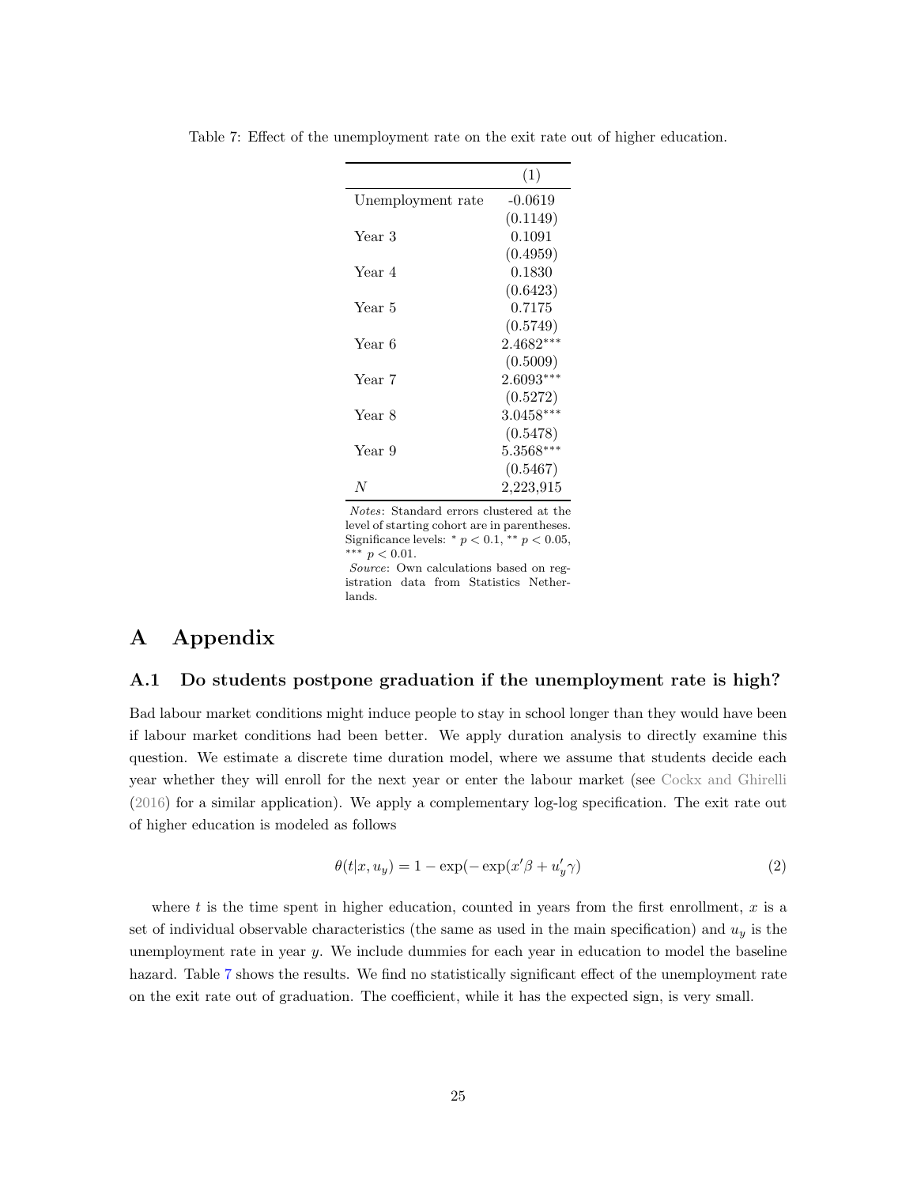Table 7: Effect of the unemployment rate on the exit rate out of higher education.

| | (1) |
|---|---|
| Unemployment rate | -0.0619 |
| | (0.1149) |
| Year 3 | 0.1091 |
| | (0.4959) |
| Year 4 | 0.1830 |
| | (0.6423) |
| Year 5 | 0.7175 |
| | (0.5749) |
| Year 6 | 2.4682*** |
| | (0.5009) |
| Year 7 | 2.6093*** |
| | (0.5272) |
| Year 8 | 3.0458*** |
| | (0.5478) |
| Year 9 | 5.3568*** |
| | (0.5467) |
| $N$ | 2,223,915 |

*Notes*: Standard errors clustered at the level of starting cohort are in parentheses. Significance levels: * $p < 0.1$, ** $p < 0.05$, *** $p < 0.01$.

*Source*: Own calculations based on registration data from Statistics Netherlands.

# A Appendix

## A.1 Do students postpone graduation if the unemployment rate is high?

Bad labour market conditions might induce people to stay in school longer than they would have been if labour market conditions had been better. We apply duration analysis to directly examine this question. We estimate a discrete time duration model, where we assume that students decide each year whether they will enroll for the next year or enter the labour market (see Cockx and Ghirelli (2016) for a similar application). We apply a complementary log-log specification. The exit rate out of higher education is modeled as follows

$$\theta(t|x, u_y) = 1 - \exp(-\exp(x'\beta + u_y'\gamma)) \tag{2}$$

where $t$ is the time spent in higher education, counted in years from the first enrollment, $x$ is a set of individual observable characteristics (the same as used in the main specification) and $u_y$ is the unemployment rate in year $y$. We include dummies for each year in education to model the baseline hazard. Table 7 shows the results. We find no statistically significant effect of the unemployment rate on the exit rate out of graduation. The coefficient, while it has the expected sign, is very small.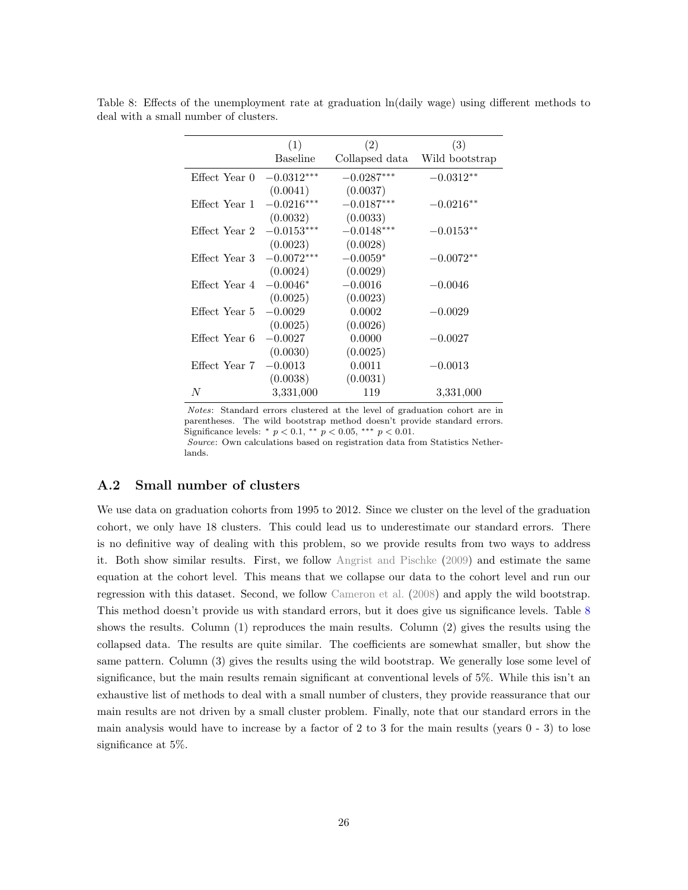Table 8: Effects of the unemployment rate at graduation ln(daily wage) using different methods to deal with a small number of clusters.

| | (1) Baseline | (2) Collapsed data | (3) Wild bootstrap |
|---|---|---|---|
| Effect Year 0 | $-0.0312^{***}$ | $-0.0287^{***}$ | $-0.0312^{**}$ |
| | (0.0041) | (0.0037) | |
| Effect Year 1 | $-0.0216^{***}$ | $-0.0187^{***}$ | $-0.0216^{**}$ |
| | (0.0032) | (0.0033) | |
| Effect Year 2 | $-0.0153^{***}$ | $-0.0148^{***}$ | $-0.0153^{**}$ |
| | (0.0023) | (0.0028) | |
| Effect Year 3 | $-0.0072^{***}$ | $-0.0059^{*}$ | $-0.0072^{**}$ |
| | (0.0024) | (0.0029) | |
| Effect Year 4 | $-0.0046^{*}$ | $-0.0016$ | $-0.0046$ |
| | (0.0025) | (0.0023) | |
| Effect Year 5 | $-0.0029$ | 0.0002 | $-0.0029$ |
| | (0.0025) | (0.0026) | |
| Effect Year 6 | $-0.0027$ | 0.0000 | $-0.0027$ |
| | (0.0030) | (0.0025) | |
| Effect Year 7 | $-0.0013$ | 0.0011 | $-0.0013$ |
| | (0.0038) | (0.0031) | |
| $N$ | 3,331,000 | 119 | 3,331,000 |

*Notes*: Standard errors clustered at the level of graduation cohort are in parentheses. The wild bootstrap method doesn't provide standard errors. Significance levels: $^{*}$ $p < 0.1$, $^{**}$ $p < 0.05$, $^{***}$ $p < 0.01$.
*Source*: Own calculations based on registration data from Statistics Netherlands.

## A.2 Small number of clusters

We use data on graduation cohorts from 1995 to 2012. Since we cluster on the level of the graduation cohort, we only have 18 clusters. This could lead us to underestimate our standard errors. There is no definitive way of dealing with this problem, so we provide results from two ways to address it. Both show similar results. First, we follow Angrist and Pischke (2009) and estimate the same equation at the cohort level. This means that we collapse our data to the cohort level and run our regression with this dataset. Second, we follow Cameron et al. (2008) and apply the wild bootstrap. This method doesn't provide us with standard errors, but it does give us significance levels. Table 8 shows the results. Column (1) reproduces the main results. Column (2) gives the results using the collapsed data. The results are quite similar. The coefficients are somewhat smaller, but show the same pattern. Column (3) gives the results using the wild bootstrap. We generally lose some level of significance, but the main results remain significant at conventional levels of 5%. While this isn't an exhaustive list of methods to deal with a small number of clusters, they provide reassurance that our main results are not driven by a small cluster problem. Finally, note that our standard errors in the main analysis would have to increase by a factor of 2 to 3 for the main results (years 0 - 3) to lose significance at 5%.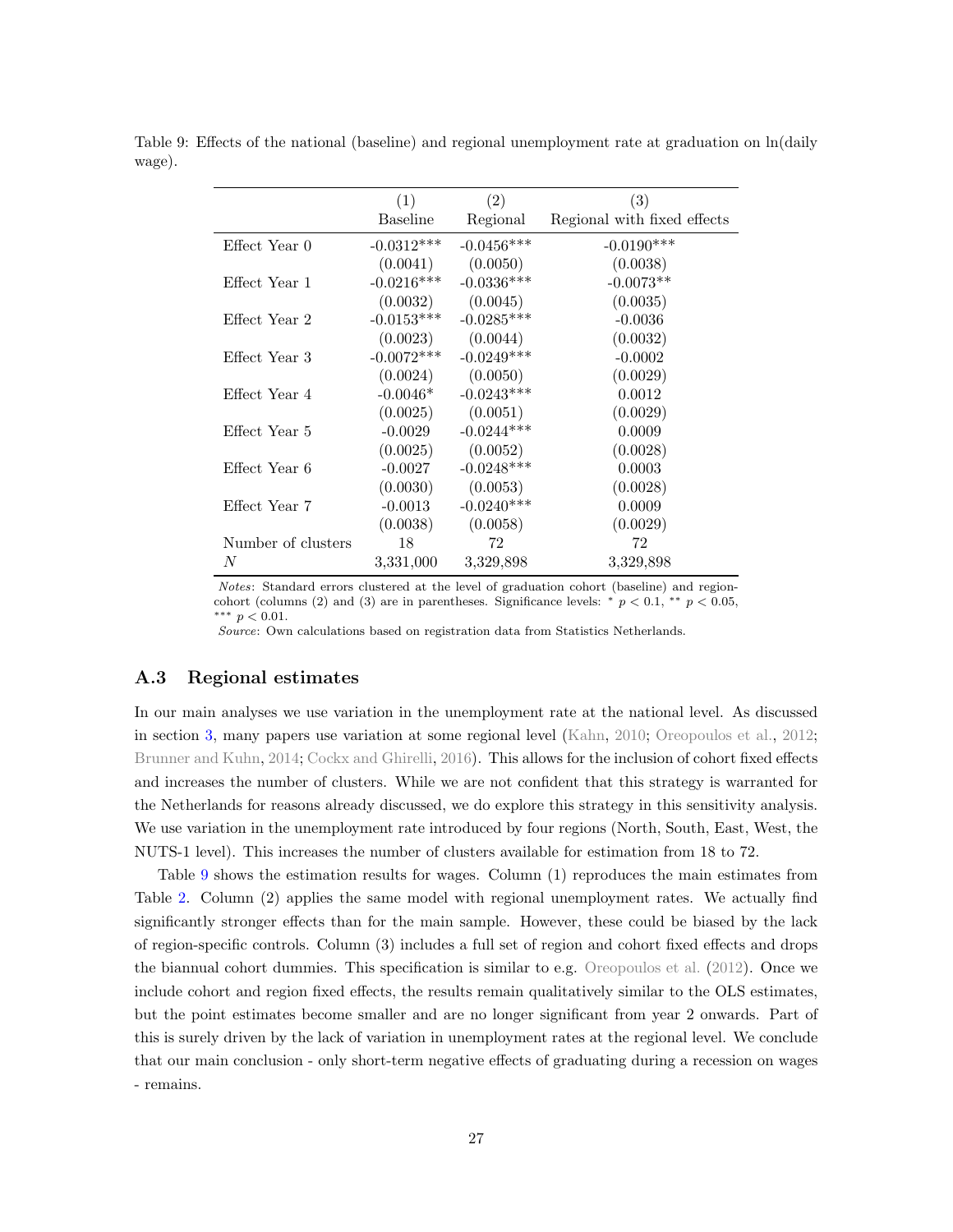Table 9: Effects of the national (baseline) and regional unemployment rate at graduation on ln(daily wage).

| | (1) Baseline | (2) Regional | (3) Regional with fixed effects |
|---|---|---|---|
| Effect Year 0 | -0.0312*** | -0.0456*** | -0.0190*** |
| | (0.0041) | (0.0050) | (0.0038) |
| Effect Year 1 | -0.0216*** | -0.0336*** | -0.0073** |
| | (0.0032) | (0.0045) | (0.0035) |
| Effect Year 2 | -0.0153*** | -0.0285*** | -0.0036 |
| | (0.0023) | (0.0044) | (0.0032) |
| Effect Year 3 | -0.0072*** | -0.0249*** | -0.0002 |
| | (0.0024) | (0.0050) | (0.0029) |
| Effect Year 4 | -0.0046* | -0.0243*** | 0.0012 |
| | (0.0025) | (0.0051) | (0.0029) |
| Effect Year 5 | -0.0029 | -0.0244*** | 0.0009 |
| | (0.0025) | (0.0052) | (0.0028) |
| Effect Year 6 | -0.0027 | -0.0248*** | 0.0003 |
| | (0.0030) | (0.0053) | (0.0028) |
| Effect Year 7 | -0.0013 | -0.0240*** | 0.0009 |
| | (0.0038) | (0.0058) | (0.0029) |
| Number of clusters | 18 | 72 | 72 |
| $N$ | 3,331,000 | 3,329,898 | 3,329,898 |

*Notes*: Standard errors clustered at the level of graduation cohort (baseline) and region-cohort (columns (2) and (3) are in parentheses. Significance levels: * $p < 0.1$, ** $p < 0.05$, *** $p < 0.01$.

*Source*: Own calculations based on registration data from Statistics Netherlands.

### A.3 Regional estimates

In our main analyses we use variation in the unemployment rate at the national level. As discussed in section 3, many papers use variation at some regional level (Kahn, 2010; Oreopoulos et al., 2012; Brunner and Kuhn, 2014; Cockx and Ghirelli, 2016). This allows for the inclusion of cohort fixed effects and increases the number of clusters. While we are not confident that this strategy is warranted for the Netherlands for reasons already discussed, we do explore this strategy in this sensitivity analysis. We use variation in the unemployment rate introduced by four regions (North, South, East, West, the NUTS-1 level). This increases the number of clusters available for estimation from 18 to 72.

Table 9 shows the estimation results for wages. Column (1) reproduces the main estimates from Table 2. Column (2) applies the same model with regional unemployment rates. We actually find significantly stronger effects than for the main sample. However, these could be biased by the lack of region-specific controls. Column (3) includes a full set of region and cohort fixed effects and drops the biannual cohort dummies. This specification is similar to e.g. Oreopoulos et al. (2012). Once we include cohort and region fixed effects, the results remain qualitatively similar to the OLS estimates, but the point estimates become smaller and are no longer significant from year 2 onwards. Part of this is surely driven by the lack of variation in unemployment rates at the regional level. We conclude that our main conclusion - only short-term negative effects of graduating during a recession on wages - remains.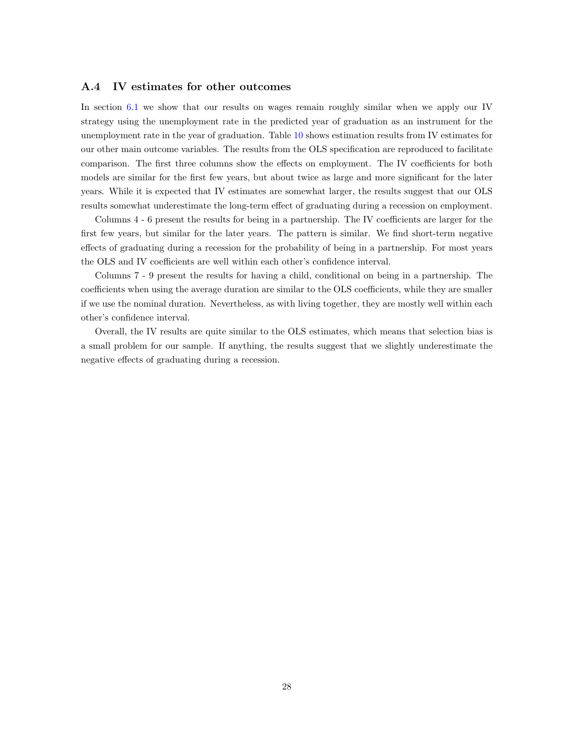### A.4 IV estimates for other outcomes

In section 6.1 we show that our results on wages remain roughly similar when we apply our IV strategy using the unemployment rate in the predicted year of graduation as an instrument for the unemployment rate in the year of graduation. Table 10 shows estimation results from IV estimates for our other main outcome variables. The results from the OLS specification are reproduced to facilitate comparison. The first three columns show the effects on employment. The IV coefficients for both models are similar for the first few years, but about twice as large and more significant for the later years. While it is expected that IV estimates are somewhat larger, the results suggest that our OLS results somewhat underestimate the long-term effect of graduating during a recession on employment.

Columns 4 - 6 present the results for being in a partnership. The IV coefficients are larger for the first few years, but similar for the later years. The pattern is similar. We find short-term negative effects of graduating during a recession for the probability of being in a partnership. For most years the OLS and IV coefficients are well within each other's confidence interval.

Columns 7 - 9 present the results for having a child, conditional on being in a partnership. The coefficients when using the average duration are similar to the OLS coefficients, while they are smaller if we use the nominal duration. Nevertheless, as with living together, they are mostly well within each other's confidence interval.

Overall, the IV results are quite similar to the OLS estimates, which means that selection bias is a small problem for our sample. If anything, the results suggest that we slightly underestimate the negative effects of graduating during a recession.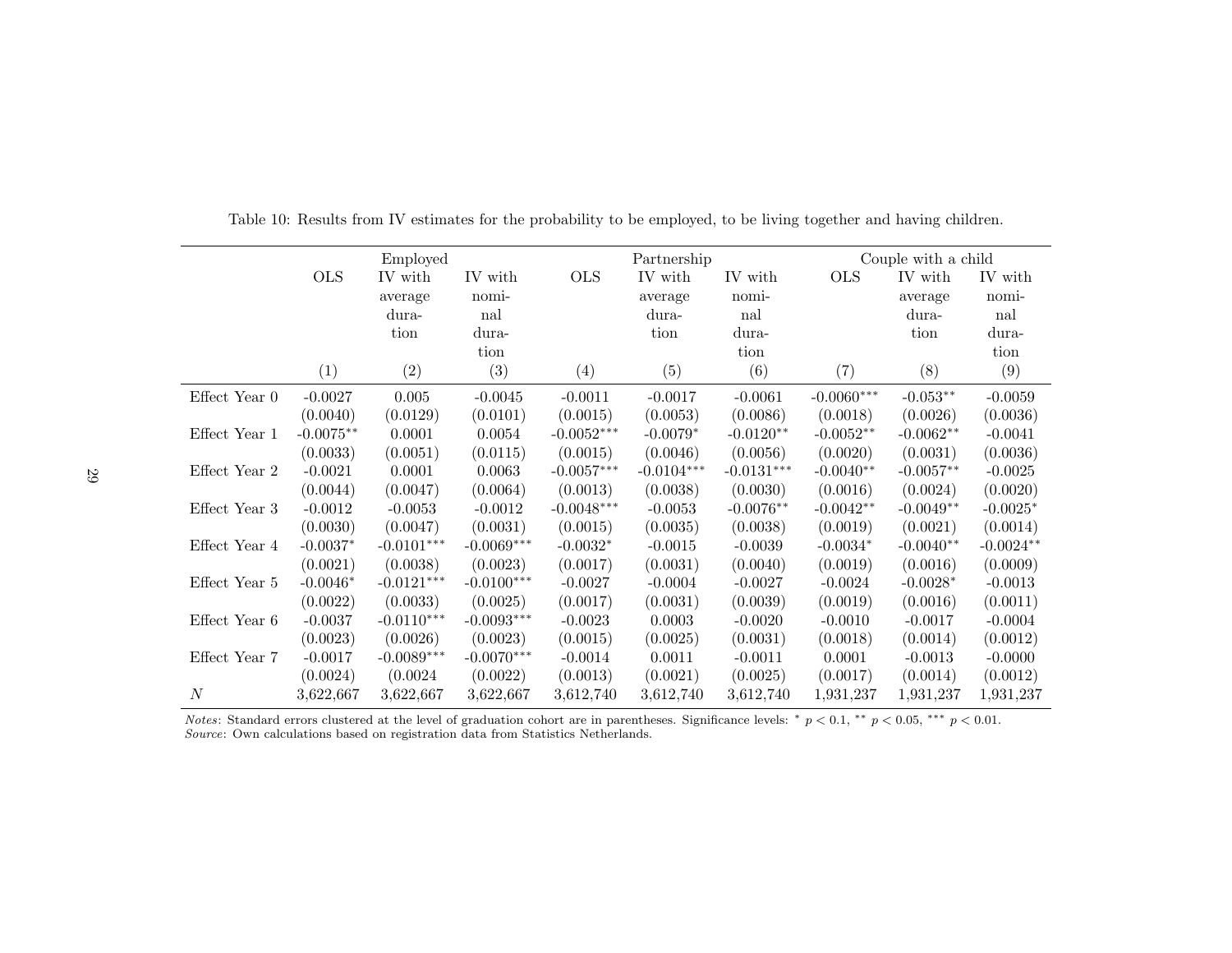Table 10: Results from IV estimates for the probability to be employed, to be living together and having children.

| | Employed | | | Partnership | | | Couple with a child | | |
|---|---|---|---|---|---|---|---|---|---|
| | OLS | IV with average duration | IV with nominal duration | OLS | IV with average duration | IV with nominal duration | OLS | IV with average duration | IV with nominal duration |
| | (1) | (2) | (3) | (4) | (5) | (6) | (7) | (8) | (9) |
| Effect Year 0 | -0.0027 | 0.005 | -0.0045 | -0.0011 | -0.0017 | -0.0061 | -0.0060*** | -0.053** | -0.0059 |
| | (0.0040) | (0.0129) | (0.0101) | (0.0015) | (0.0053) | (0.0086) | (0.0018) | (0.0026) | (0.0036) |
| Effect Year 1 | -0.0075** | 0.0001 | 0.0054 | -0.0052*** | -0.0079* | -0.0120** | -0.0052** | -0.0062** | -0.0041 |
| | (0.0033) | (0.0051) | (0.0115) | (0.0015) | (0.0046) | (0.0056) | (0.0020) | (0.0031) | (0.0036) |
| Effect Year 2 | -0.0021 | 0.0001 | 0.0063 | -0.0057*** | -0.0104*** | -0.0131*** | -0.0040** | -0.0057** | -0.0025 |
| | (0.0044) | (0.0047) | (0.0064) | (0.0013) | (0.0038) | (0.0030) | (0.0016) | (0.0024) | (0.0020) |
| Effect Year 3 | -0.0012 | -0.0053 | -0.0012 | -0.0048*** | -0.0053 | -0.0076** | -0.0042** | -0.0049** | -0.0025* |
| | (0.0030) | (0.0047) | (0.0031) | (0.0015) | (0.0035) | (0.0038) | (0.0019) | (0.0021) | (0.0014) |
| Effect Year 4 | -0.0037* | -0.0101*** | -0.0069*** | -0.0032* | -0.0015 | -0.0039 | -0.0034* | -0.0040** | -0.0024** |
| | (0.0021) | (0.0038) | (0.0023) | (0.0017) | (0.0031) | (0.0040) | (0.0019) | (0.0016) | (0.0009) |
| Effect Year 5 | -0.0046* | -0.0121*** | -0.0100*** | -0.0027 | -0.0004 | -0.0027 | -0.0024 | -0.0028* | -0.0013 |
| | (0.0022) | (0.0033) | (0.0025) | (0.0017) | (0.0031) | (0.0039) | (0.0019) | (0.0016) | (0.0011) |
| Effect Year 6 | -0.0037 | -0.0110*** | -0.0093*** | -0.0023 | 0.0003 | -0.0020 | -0.0010 | -0.0017 | -0.0004 |
| | (0.0023) | (0.0026) | (0.0023) | (0.0015) | (0.0025) | (0.0031) | (0.0018) | (0.0014) | (0.0012) |
| Effect Year 7 | -0.0017 | -0.0089*** | -0.0070*** | -0.0014 | 0.0011 | -0.0011 | 0.0001 | -0.0013 | -0.0000 |
| | (0.0024) | (0.0024 | (0.0022) | (0.0013) | (0.0021) | (0.0025) | (0.0017) | (0.0014) | (0.0012) |
| $N$ | 3,622,667 | 3,622,667 | 3,622,667 | 3,612,740 | 3,612,740 | 3,612,740 | 1,931,237 | 1,931,237 | 1,931,237 |

*Notes*: Standard errors clustered at the level of graduation cohort are in parentheses. Significance levels: * $p < 0.1$, ** $p < 0.05$, *** $p < 0.01$.
*Source*: Own calculations based on registration data from Statistics Netherlands.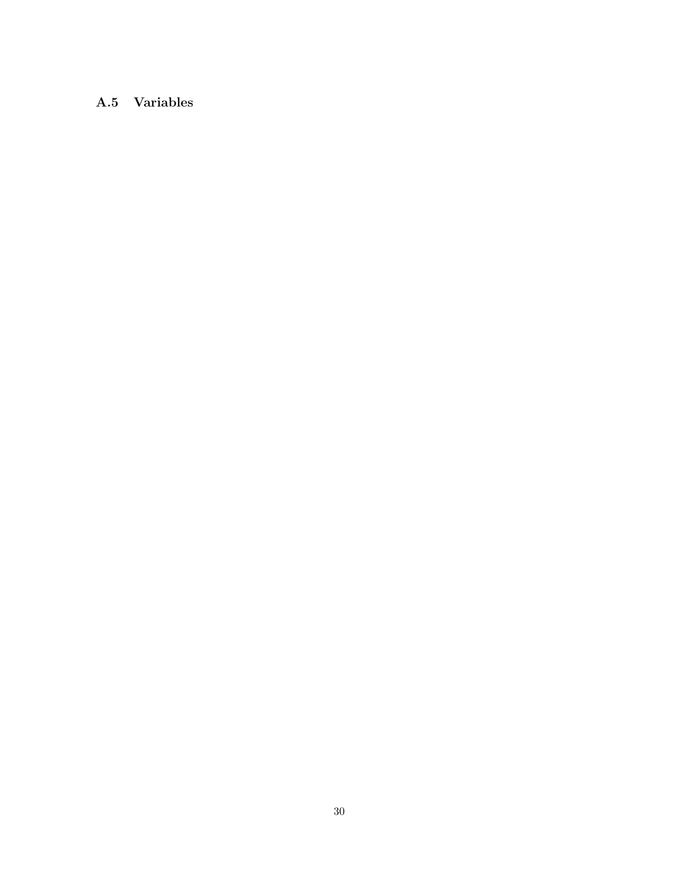### A.5 Variables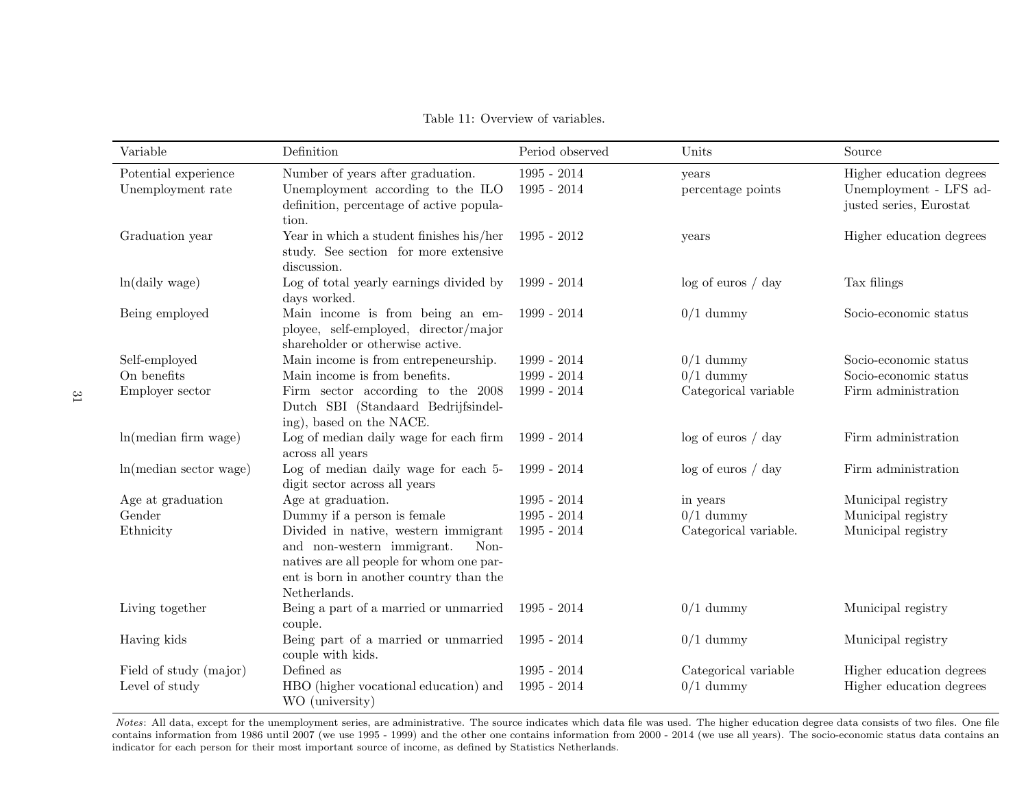Table 11: Overview of variables.

| Variable | Definition | Period observed | Units | Source |
|---|---|---|---|---|
| Potential experience | Number of years after graduation. | 1995 - 2014 | years | Higher education degrees |
| Unemployment rate | Unemployment according to the ILO definition, percentage of active population. | 1995 - 2014 | percentage points | Unemployment - LFS adjusted series, Eurostat |
| Graduation year | Year in which a student finishes his/her study. See section for more extensive discussion. | 1995 - 2012 | years | Higher education degrees |
| ln(daily wage) | Log of total yearly earnings divided by days worked. | 1999 - 2014 | log of euros / day | Tax filings |
| Being employed | Main income is from being an employee, self-employed, director/major shareholder or otherwise active. | 1999 - 2014 | 0/1 dummy | Socio-economic status |
| Self-employed | Main income is from entrepeneurship. | 1999 - 2014 | 0/1 dummy | Socio-economic status |
| On benefits | Main income is from benefits. | 1999 - 2014 | 0/1 dummy | Socio-economic status |
| Employer sector | Firm sector according to the 2008 Dutch SBI (Standaard Bedrijfsindeling), based on the NACE. | 1999 - 2014 | Categorical variable | Firm administration |
| ln(median firm wage) | Log of median daily wage for each firm across all years | 1999 - 2014 | log of euros / day | Firm administration |
| ln(median sector wage) | Log of median daily wage for each 5-digit sector across all years | 1999 - 2014 | log of euros / day | Firm administration |
| Age at graduation | Age at graduation. | 1995 - 2014 | in years | Municipal registry |
| Gender | Dummy if a person is female | 1995 - 2014 | 0/1 dummy | Municipal registry |
| Ethnicity | Divided in native, western immigrant and non-western immigrant. Non-natives are all people for whom one parent is born in another country than the Netherlands. | 1995 - 2014 | Categorical variable. | Municipal registry |
| Living together | Being a part of a married or unmarried couple. | 1995 - 2014 | 0/1 dummy | Municipal registry |
| Having kids | Being part of a married or unmarried couple with kids. | 1995 - 2014 | 0/1 dummy | Municipal registry |
| Field of study (major) | Defined as | 1995 - 2014 | Categorical variable | Higher education degrees |
| Level of study | HBO (higher vocational education) and WO (university) | 1995 - 2014 | 0/1 dummy | Higher education degrees |

*Notes*: All data, except for the unemployment series, are administrative. The source indicates which data file was used. The higher education degree data consists of two files. One file contains information from 1986 until 2007 (we use 1995 - 1999) and the other one contains information from 2000 - 2014 (we use all years). The socio-economic status data contains an indicator for each person for their most important source of income, as defined by Statistics Netherlands.